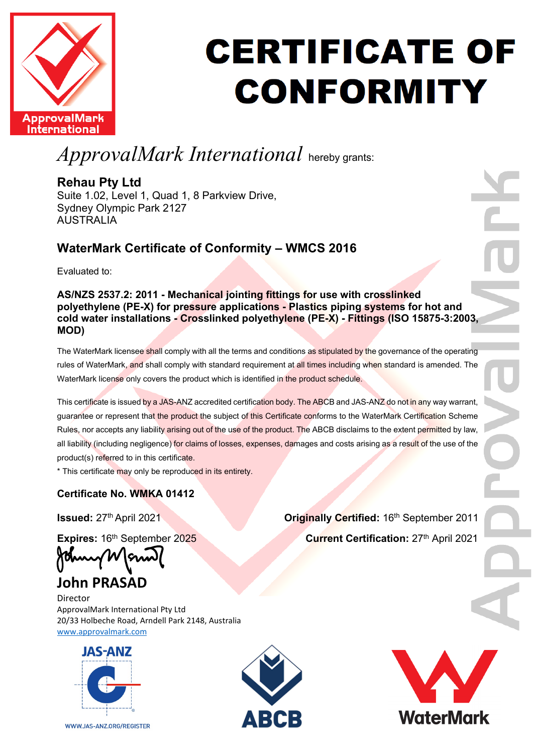ApprovalMark International

# CERTIFICATE OF CONFORMITY

*ApprovalMark International* hereby grants:

**Rehau Pty Ltd**
Suite 1.02, Level 1, Quad 1, 8 Parkview Drive,
Sydney Olympic Park 2127
AUSTRALIA

## WaterMark Certificate of Conformity – WMCS 2016

Evaluated to:

**AS/NZS 2537.2: 2011 - Mechanical jointing fittings for use with crosslinked polyethylene (PE-X) for pressure applications - Plastics piping systems for hot and cold water installations - Crosslinked polyethylene (PE-X) - Fittings (ISO 15875-3:2003, MOD)**

The WaterMark licensee shall comply with all the terms and conditions as stipulated by the governance of the operating rules of WaterMark, and shall comply with standard requirement at all times including when standard is amended. The WaterMark license only covers the product which is identified in the product schedule.

This certificate is issued by a JAS-ANZ accredited certification body. The ABCB and JAS-ANZ do not in any way warrant, guarantee or represent that the product the subject of this Certificate conforms to the WaterMark Certification Scheme Rules, nor accepts any liability arising out of the use of the product. The ABCB disclaims to the extent permitted by law, all liability (including negligence) for claims of losses, expenses, damages and costs arising as a result of the use of the product(s) referred to in this certificate.
* This certificate may only be reproduced in its entirety.

**Certificate No. WMKA 01412**

**Issued:** 27th April 2021

**Expires:** 16th September 2025

**Originally Certified:** 16th September 2011

**Current Certification:** 27th April 2021

**John PRASAD**
Director
ApprovalMark International Pty Ltd
20/33 Holbeche Road, Arndell Park 2148, Australia
www.approvalmark.com

JAS-ANZ
WWW.JAS-ANZ.ORG/REGISTER

ABCB

WaterMark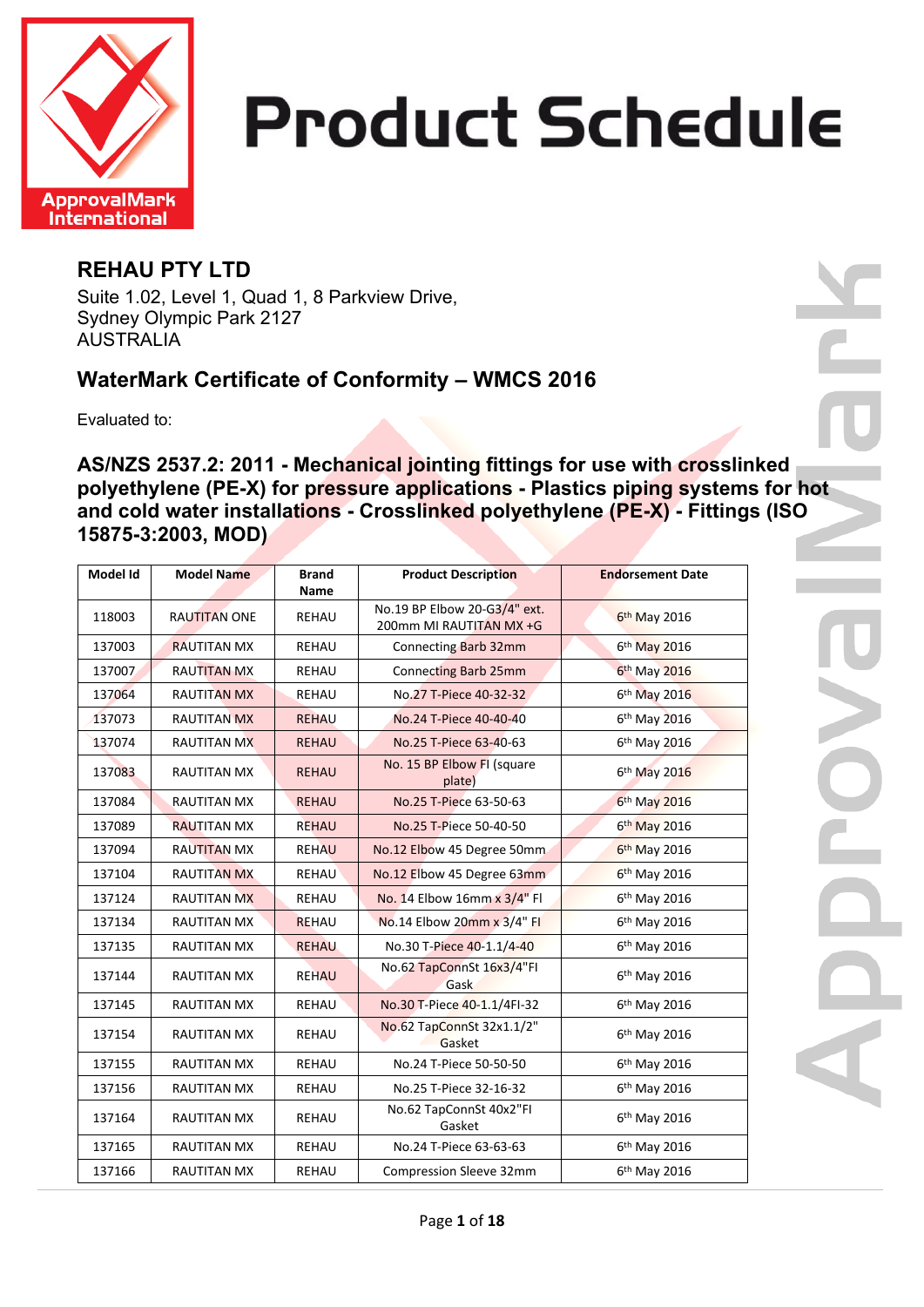# Product Schedule

## REHAU PTY LTD

Suite 1.02, Level 1, Quad 1, 8 Parkview Drive,
Sydney Olympic Park 2127
AUSTRALIA

## WaterMark Certificate of Conformity – WMCS 2016

Evaluated to:

### AS/NZS 2537.2: 2011 - Mechanical jointing fittings for use with crosslinked polyethylene (PE-X) for pressure applications - Plastics piping systems for hot and cold water installations - Crosslinked polyethylene (PE-X) - Fittings (ISO 15875-3:2003, MOD)

| Model Id | Model Name | Brand Name | Product Description | Endorsement Date |
|---|---|---|---|---|
| 118003 | RAUTITAN ONE | REHAU | No.19 BP Elbow 20-G3/4" ext. 200mm MI RAUTITAN MX +G | 6th May 2016 |
| 137003 | RAUTITAN MX | REHAU | Connecting Barb 32mm | 6th May 2016 |
| 137007 | RAUTITAN MX | REHAU | Connecting Barb 25mm | 6th May 2016 |
| 137064 | RAUTITAN MX | REHAU | No.27 T-Piece 40-32-32 | 6th May 2016 |
| 137073 | RAUTITAN MX | REHAU | No.24 T-Piece 40-40-40 | 6th May 2016 |
| 137074 | RAUTITAN MX | REHAU | No.25 T-Piece 63-40-63 | 6th May 2016 |
| 137083 | RAUTITAN MX | REHAU | No. 15 BP Elbow Fl (square plate) | 6th May 2016 |
| 137084 | RAUTITAN MX | REHAU | No.25 T-Piece 63-50-63 | 6th May 2016 |
| 137089 | RAUTITAN MX | REHAU | No.25 T-Piece 50-40-50 | 6th May 2016 |
| 137094 | RAUTITAN MX | REHAU | No.12 Elbow 45 Degree 50mm | 6th May 2016 |
| 137104 | RAUTITAN MX | REHAU | No.12 Elbow 45 Degree 63mm | 6th May 2016 |
| 137124 | RAUTITAN MX | REHAU | No. 14 Elbow 16mm x 3/4" Fl | 6th May 2016 |
| 137134 | RAUTITAN MX | REHAU | No.14 Elbow 20mm x 3/4" Fl | 6th May 2016 |
| 137135 | RAUTITAN MX | REHAU | No.30 T-Piece 40-1.1/4-40 | 6th May 2016 |
| 137144 | RAUTITAN MX | REHAU | No.62 TapConnSt 16x3/4"Fl Gask | 6th May 2016 |
| 137145 | RAUTITAN MX | REHAU | No.30 T-Piece 40-1.1/4Fl-32 | 6th May 2016 |
| 137154 | RAUTITAN MX | REHAU | No.62 TapConnSt 32x1.1/2" Gasket | 6th May 2016 |
| 137155 | RAUTITAN MX | REHAU | No.24 T-Piece 50-50-50 | 6th May 2016 |
| 137156 | RAUTITAN MX | REHAU | No.25 T-Piece 32-16-32 | 6th May 2016 |
| 137164 | RAUTITAN MX | REHAU | No.62 TapConnSt 40x2"Fl Gasket | 6th May 2016 |
| 137165 | RAUTITAN MX | REHAU | No.24 T-Piece 63-63-63 | 6th May 2016 |
| 137166 | RAUTITAN MX | REHAU | Compression Sleeve 32mm | 6th May 2016 |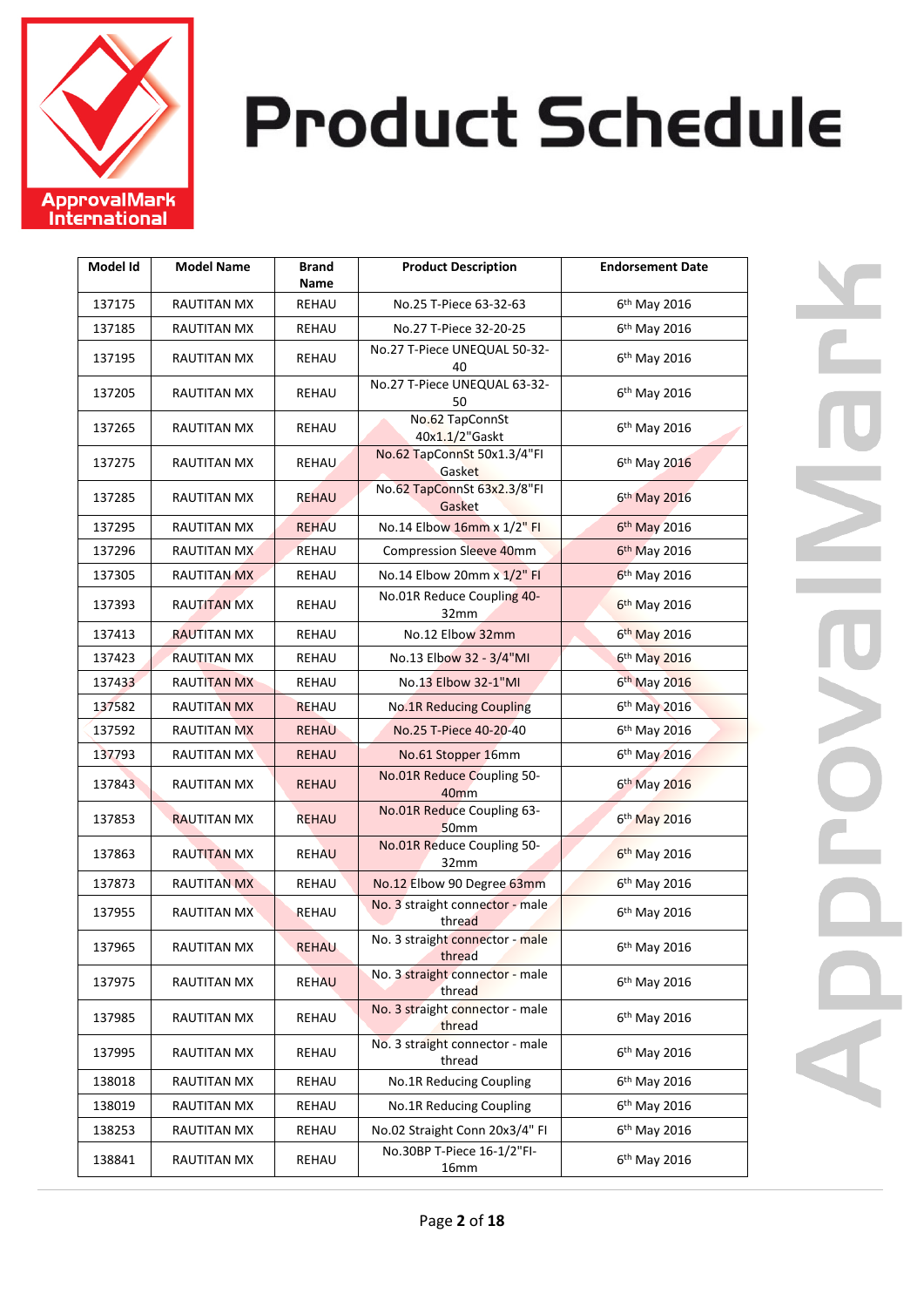# Product Schedule

| Model Id | Model Name | Brand Name | Product Description | Endorsement Date |
|---|---|---|---|---|
| 137175 | RAUTITAN MX | REHAU | No.25 T-Piece 63-32-63 | 6th May 2016 |
| 137185 | RAUTITAN MX | REHAU | No.27 T-Piece 32-20-25 | 6th May 2016 |
| 137195 | RAUTITAN MX | REHAU | No.27 T-Piece UNEQUAL 50-32-40 | 6th May 2016 |
| 137205 | RAUTITAN MX | REHAU | No.27 T-Piece UNEQUAL 63-32-50 | 6th May 2016 |
| 137265 | RAUTITAN MX | REHAU | No.62 TapConnSt 40x1.1/2"Gaskt | 6th May 2016 |
| 137275 | RAUTITAN MX | REHAU | No.62 TapConnSt 50x1.3/4"Fl Gasket | 6th May 2016 |
| 137285 | RAUTITAN MX | REHAU | No.62 TapConnSt 63x2.3/8"Fl Gasket | 6th May 2016 |
| 137295 | RAUTITAN MX | REHAU | No.14 Elbow 16mm x 1/2" Fl | 6th May 2016 |
| 137296 | RAUTITAN MX | REHAU | Compression Sleeve 40mm | 6th May 2016 |
| 137305 | RAUTITAN MX | REHAU | No.14 Elbow 20mm x 1/2" Fl | 6th May 2016 |
| 137393 | RAUTITAN MX | REHAU | No.01R Reduce Coupling 40-32mm | 6th May 2016 |
| 137413 | RAUTITAN MX | REHAU | No.12 Elbow 32mm | 6th May 2016 |
| 137423 | RAUTITAN MX | REHAU | No.13 Elbow 32 - 3/4"MI | 6th May 2016 |
| 137433 | RAUTITAN MX | REHAU | No.13 Elbow 32-1"MI | 6th May 2016 |
| 137582 | RAUTITAN MX | REHAU | No.1R Reducing Coupling | 6th May 2016 |
| 137592 | RAUTITAN MX | REHAU | No.25 T-Piece 40-20-40 | 6th May 2016 |
| 137793 | RAUTITAN MX | REHAU | No.61 Stopper 16mm | 6th May 2016 |
| 137843 | RAUTITAN MX | REHAU | No.01R Reduce Coupling 50-40mm | 6th May 2016 |
| 137853 | RAUTITAN MX | REHAU | No.01R Reduce Coupling 63-50mm | 6th May 2016 |
| 137863 | RAUTITAN MX | REHAU | No.01R Reduce Coupling 50-32mm | 6th May 2016 |
| 137873 | RAUTITAN MX | REHAU | No.12 Elbow 90 Degree 63mm | 6th May 2016 |
| 137955 | RAUTITAN MX | REHAU | No. 3 straight connector - male thread | 6th May 2016 |
| 137965 | RAUTITAN MX | REHAU | No. 3 straight connector - male thread | 6th May 2016 |
| 137975 | RAUTITAN MX | REHAU | No. 3 straight connector - male thread | 6th May 2016 |
| 137985 | RAUTITAN MX | REHAU | No. 3 straight connector - male thread | 6th May 2016 |
| 137995 | RAUTITAN MX | REHAU | No. 3 straight connector - male thread | 6th May 2016 |
| 138018 | RAUTITAN MX | REHAU | No.1R Reducing Coupling | 6th May 2016 |
| 138019 | RAUTITAN MX | REHAU | No.1R Reducing Coupling | 6th May 2016 |
| 138253 | RAUTITAN MX | REHAU | No.02 Straight Conn 20x3/4" Fl | 6th May 2016 |
| 138841 | RAUTITAN MX | REHAU | No.30BP T-Piece 16-1/2"Fl-16mm | 6th May 2016 |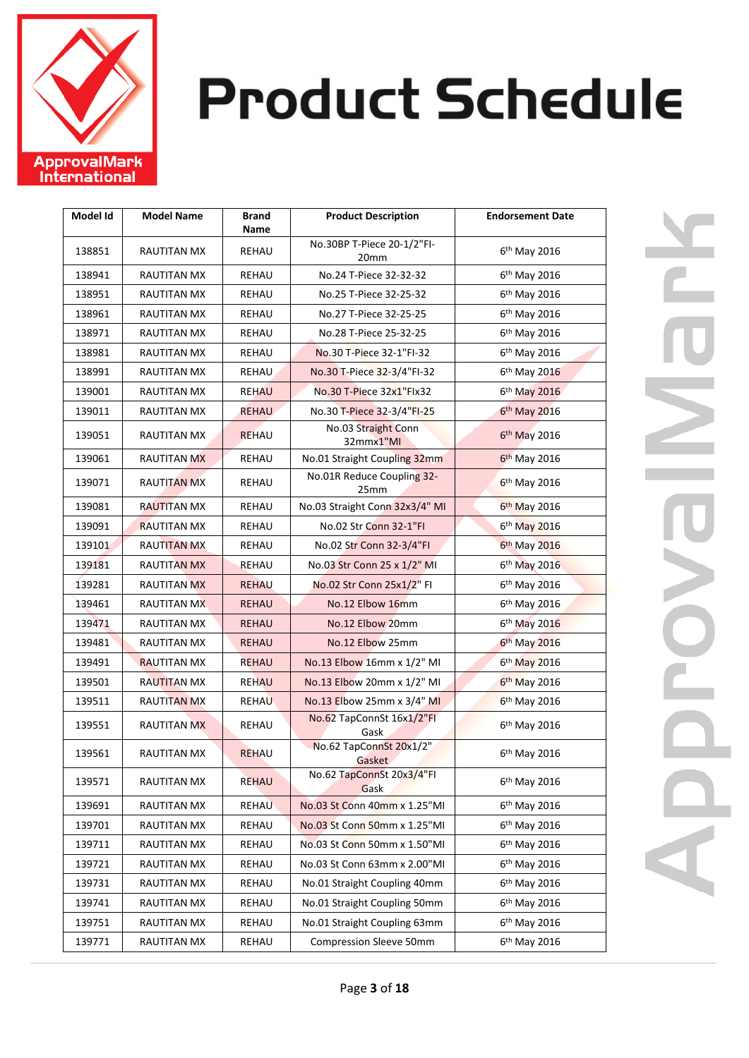# Product Schedule

| Model Id | Model Name | Brand Name | Product Description | Endorsement Date |
|---|---|---|---|---|
| 138851 | RAUTITAN MX | REHAU | No.30BP T-Piece 20-1/2"FI-20mm | 6th May 2016 |
| 138941 | RAUTITAN MX | REHAU | No.24 T-Piece 32-32-32 | 6th May 2016 |
| 138951 | RAUTITAN MX | REHAU | No.25 T-Piece 32-25-32 | 6th May 2016 |
| 138961 | RAUTITAN MX | REHAU | No.27 T-Piece 32-25-25 | 6th May 2016 |
| 138971 | RAUTITAN MX | REHAU | No.28 T-Piece 25-32-25 | 6th May 2016 |
| 138981 | RAUTITAN MX | REHAU | No.30 T-Piece 32-1"FI-32 | 6th May 2016 |
| 138991 | RAUTITAN MX | REHAU | No.30 T-Piece 32-3/4"FI-32 | 6th May 2016 |
| 139001 | RAUTITAN MX | REHAU | No.30 T-Piece 32x1"FIx32 | 6th May 2016 |
| 139011 | RAUTITAN MX | REHAU | No.30 T-Piece 32-3/4"FI-25 | 6th May 2016 |
| 139051 | RAUTITAN MX | REHAU | No.03 Straight Conn 32mmx1"MI | 6th May 2016 |
| 139061 | RAUTITAN MX | REHAU | No.01 Straight Coupling 32mm | 6th May 2016 |
| 139071 | RAUTITAN MX | REHAU | No.01R Reduce Coupling 32-25mm | 6th May 2016 |
| 139081 | RAUTITAN MX | REHAU | No.03 Straight Conn 32x3/4" MI | 6th May 2016 |
| 139091 | RAUTITAN MX | REHAU | No.02 Str Conn 32-1"FI | 6th May 2016 |
| 139101 | RAUTITAN MX | REHAU | No.02 Str Conn 32-3/4"FI | 6th May 2016 |
| 139181 | RAUTITAN MX | REHAU | No.03 Str Conn 25 x 1/2" MI | 6th May 2016 |
| 139281 | RAUTITAN MX | REHAU | No.02 Str Conn 25x1/2" FI | 6th May 2016 |
| 139461 | RAUTITAN MX | REHAU | No.12 Elbow 16mm | 6th May 2016 |
| 139471 | RAUTITAN MX | REHAU | No.12 Elbow 20mm | 6th May 2016 |
| 139481 | RAUTITAN MX | REHAU | No.12 Elbow 25mm | 6th May 2016 |
| 139491 | RAUTITAN MX | REHAU | No.13 Elbow 16mm x 1/2" MI | 6th May 2016 |
| 139501 | RAUTITAN MX | REHAU | No.13 Elbow 20mm x 1/2" MI | 6th May 2016 |
| 139511 | RAUTITAN MX | REHAU | No.13 Elbow 25mm x 3/4" MI | 6th May 2016 |
| 139551 | RAUTITAN MX | REHAU | No.62 TapConnSt 16x1/2"FI Gask | 6th May 2016 |
| 139561 | RAUTITAN MX | REHAU | No.62 TapConnSt 20x1/2" Gasket | 6th May 2016 |
| 139571 | RAUTITAN MX | REHAU | No.62 TapConnSt 20x3/4"FI Gask | 6th May 2016 |
| 139691 | RAUTITAN MX | REHAU | No.03 St Conn 40mm x 1.25"MI | 6th May 2016 |
| 139701 | RAUTITAN MX | REHAU | No.03 St Conn 50mm x 1.25"MI | 6th May 2016 |
| 139711 | RAUTITAN MX | REHAU | No.03 St Conn 50mm x 1.50"MI | 6th May 2016 |
| 139721 | RAUTITAN MX | REHAU | No.03 St Conn 63mm x 2.00"MI | 6th May 2016 |
| 139731 | RAUTITAN MX | REHAU | No.01 Straight Coupling 40mm | 6th May 2016 |
| 139741 | RAUTITAN MX | REHAU | No.01 Straight Coupling 50mm | 6th May 2016 |
| 139751 | RAUTITAN MX | REHAU | No.01 Straight Coupling 63mm | 6th May 2016 |
| 139771 | RAUTITAN MX | REHAU | Compression Sleeve 50mm | 6th May 2016 |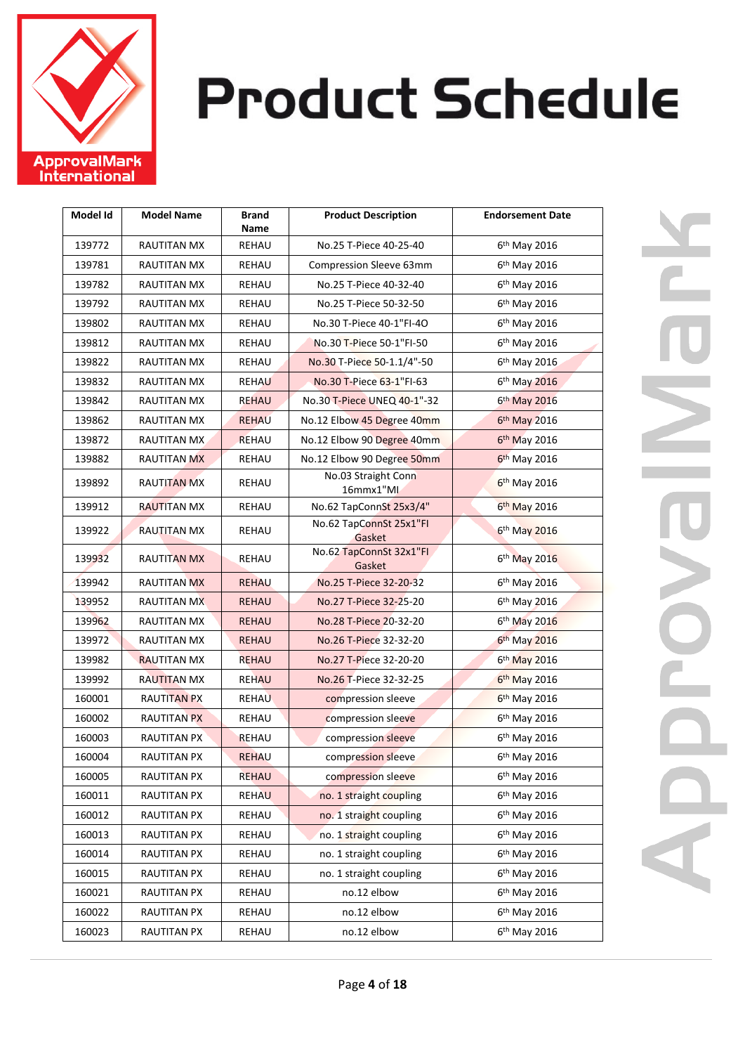# Product Schedule

| Model Id | Model Name | Brand Name | Product Description | Endorsement Date |
|---|---|---|---|---|
| 139772 | RAUTITAN MX | REHAU | No.25 T-Piece 40-25-40 | 6th May 2016 |
| 139781 | RAUTITAN MX | REHAU | Compression Sleeve 63mm | 6th May 2016 |
| 139782 | RAUTITAN MX | REHAU | No.25 T-Piece 40-32-40 | 6th May 2016 |
| 139792 | RAUTITAN MX | REHAU | No.25 T-Piece 50-32-50 | 6th May 2016 |
| 139802 | RAUTITAN MX | REHAU | No.30 T-Piece 40-1"FI-4O | 6th May 2016 |
| 139812 | RAUTITAN MX | REHAU | No.30 T-Piece 50-1"FI-50 | 6th May 2016 |
| 139822 | RAUTITAN MX | REHAU | No.30 T-Piece 50-1.1/4"-50 | 6th May 2016 |
| 139832 | RAUTITAN MX | REHAU | No.30 T-Piece 63-1"FI-63 | 6th May 2016 |
| 139842 | RAUTITAN MX | REHAU | No.30 T-Piece UNEQ 40-1"-32 | 6th May 2016 |
| 139862 | RAUTITAN MX | REHAU | No.12 Elbow 45 Degree 40mm | 6th May 2016 |
| 139872 | RAUTITAN MX | REHAU | No.12 Elbow 90 Degree 40mm | 6th May 2016 |
| 139882 | RAUTITAN MX | REHAU | No.12 Elbow 90 Degree 50mm | 6th May 2016 |
| 139892 | RAUTITAN MX | REHAU | No.03 Straight Conn 16mmx1"MI | 6th May 2016 |
| 139912 | RAUTITAN MX | REHAU | No.62 TapConnSt 25x3/4" | 6th May 2016 |
| 139922 | RAUTITAN MX | REHAU | No.62 TapConnSt 25x1"FI Gasket | 6th May 2016 |
| 139932 | RAUTITAN MX | REHAU | No.62 TapConnSt 32x1"FI Gasket | 6th May 2016 |
| 139942 | RAUTITAN MX | REHAU | No.25 T-Piece 32-20-32 | 6th May 2016 |
| 139952 | RAUTITAN MX | REHAU | No.27 T-Piece 32-25-20 | 6th May 2016 |
| 139962 | RAUTITAN MX | REHAU | No.28 T-Piece 20-32-20 | 6th May 2016 |
| 139972 | RAUTITAN MX | REHAU | No.26 T-Piece 32-32-20 | 6th May 2016 |
| 139982 | RAUTITAN MX | REHAU | No.27 T-Piece 32-20-20 | 6th May 2016 |
| 139992 | RAUTITAN MX | REHAU | No.26 T-Piece 32-32-25 | 6th May 2016 |
| 160001 | RAUTITAN PX | REHAU | compression sleeve | 6th May 2016 |
| 160002 | RAUTITAN PX | REHAU | compression sleeve | 6th May 2016 |
| 160003 | RAUTITAN PX | REHAU | compression sleeve | 6th May 2016 |
| 160004 | RAUTITAN PX | REHAU | compression sleeve | 6th May 2016 |
| 160005 | RAUTITAN PX | REHAU | compression sleeve | 6th May 2016 |
| 160011 | RAUTITAN PX | REHAU | no. 1 straight coupling | 6th May 2016 |
| 160012 | RAUTITAN PX | REHAU | no. 1 straight coupling | 6th May 2016 |
| 160013 | RAUTITAN PX | REHAU | no. 1 straight coupling | 6th May 2016 |
| 160014 | RAUTITAN PX | REHAU | no. 1 straight coupling | 6th May 2016 |
| 160015 | RAUTITAN PX | REHAU | no. 1 straight coupling | 6th May 2016 |
| 160021 | RAUTITAN PX | REHAU | no.12 elbow | 6th May 2016 |
| 160022 | RAUTITAN PX | REHAU | no.12 elbow | 6th May 2016 |
| 160023 | RAUTITAN PX | REHAU | no.12 elbow | 6th May 2016 |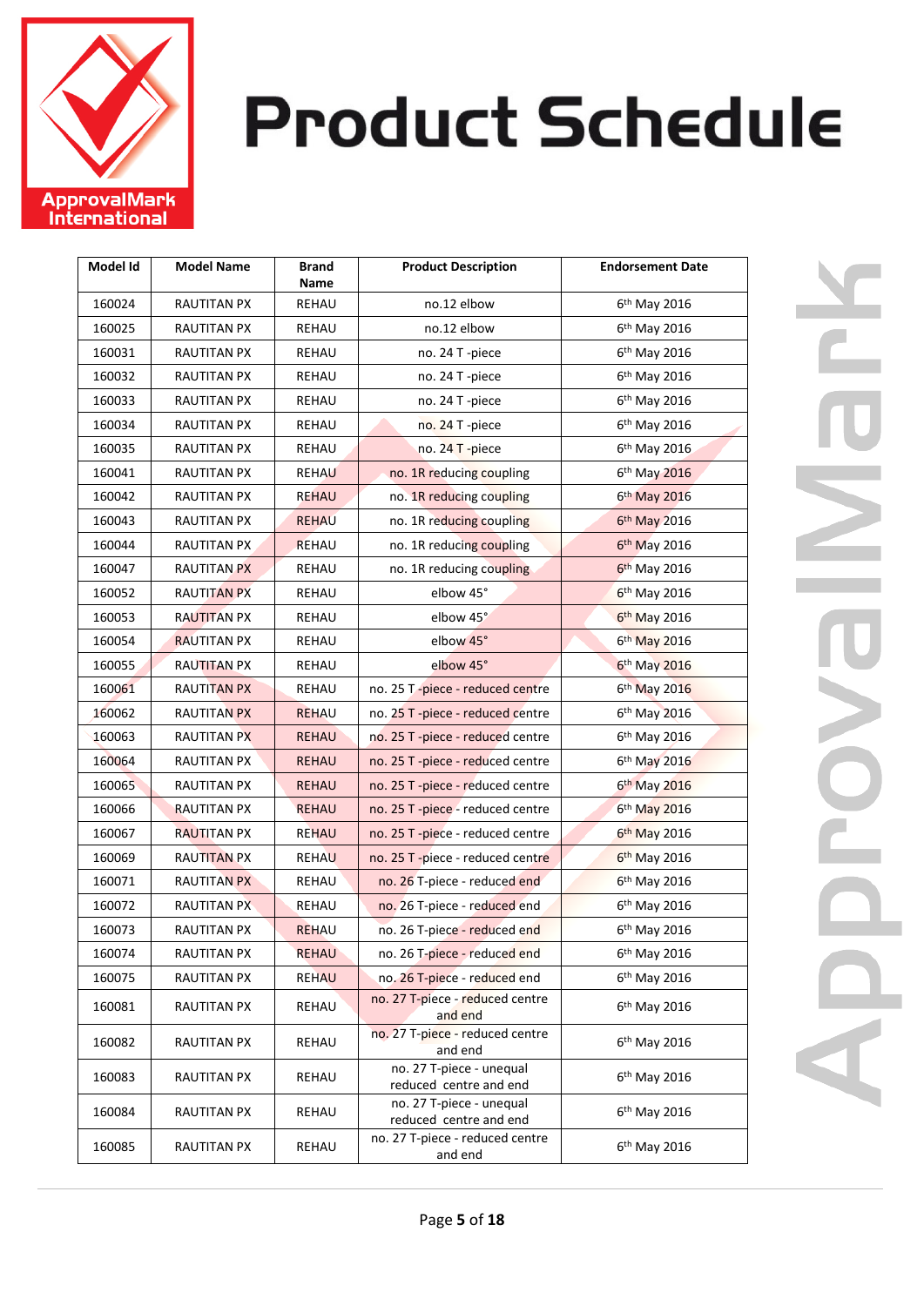# Product Schedule

| Model Id | Model Name | Brand Name | Product Description | Endorsement Date |
|---|---|---|---|---|
| 160024 | RAUTITAN PX | REHAU | no.12 elbow | 6th May 2016 |
| 160025 | RAUTITAN PX | REHAU | no.12 elbow | 6th May 2016 |
| 160031 | RAUTITAN PX | REHAU | no. 24 T -piece | 6th May 2016 |
| 160032 | RAUTITAN PX | REHAU | no. 24 T -piece | 6th May 2016 |
| 160033 | RAUTITAN PX | REHAU | no. 24 T -piece | 6th May 2016 |
| 160034 | RAUTITAN PX | REHAU | no. 24 T -piece | 6th May 2016 |
| 160035 | RAUTITAN PX | REHAU | no. 24 T -piece | 6th May 2016 |
| 160041 | RAUTITAN PX | REHAU | no. 1R reducing coupling | 6th May 2016 |
| 160042 | RAUTITAN PX | REHAU | no. 1R reducing coupling | 6th May 2016 |
| 160043 | RAUTITAN PX | REHAU | no. 1R reducing coupling | 6th May 2016 |
| 160044 | RAUTITAN PX | REHAU | no. 1R reducing coupling | 6th May 2016 |
| 160047 | RAUTITAN PX | REHAU | no. 1R reducing coupling | 6th May 2016 |
| 160052 | RAUTITAN PX | REHAU | elbow 45° | 6th May 2016 |
| 160053 | RAUTITAN PX | REHAU | elbow 45° | 6th May 2016 |
| 160054 | RAUTITAN PX | REHAU | elbow 45° | 6th May 2016 |
| 160055 | RAUTITAN PX | REHAU | elbow 45° | 6th May 2016 |
| 160061 | RAUTITAN PX | REHAU | no. 25 T -piece - reduced centre | 6th May 2016 |
| 160062 | RAUTITAN PX | REHAU | no. 25 T -piece - reduced centre | 6th May 2016 |
| 160063 | RAUTITAN PX | REHAU | no. 25 T -piece - reduced centre | 6th May 2016 |
| 160064 | RAUTITAN PX | REHAU | no. 25 T -piece - reduced centre | 6th May 2016 |
| 160065 | RAUTITAN PX | REHAU | no. 25 T -piece - reduced centre | 6th May 2016 |
| 160066 | RAUTITAN PX | REHAU | no. 25 T -piece - reduced centre | 6th May 2016 |
| 160067 | RAUTITAN PX | REHAU | no. 25 T -piece - reduced centre | 6th May 2016 |
| 160069 | RAUTITAN PX | REHAU | no. 25 T -piece - reduced centre | 6th May 2016 |
| 160071 | RAUTITAN PX | REHAU | no. 26 T-piece - reduced end | 6th May 2016 |
| 160072 | RAUTITAN PX | REHAU | no. 26 T-piece - reduced end | 6th May 2016 |
| 160073 | RAUTITAN PX | REHAU | no. 26 T-piece - reduced end | 6th May 2016 |
| 160074 | RAUTITAN PX | REHAU | no. 26 T-piece - reduced end | 6th May 2016 |
| 160075 | RAUTITAN PX | REHAU | no. 26 T-piece - reduced end | 6th May 2016 |
| 160081 | RAUTITAN PX | REHAU | no. 27 T-piece - reduced centre and end | 6th May 2016 |
| 160082 | RAUTITAN PX | REHAU | no. 27 T-piece - reduced centre and end | 6th May 2016 |
| 160083 | RAUTITAN PX | REHAU | no. 27 T-piece - unequal reduced centre and end | 6th May 2016 |
| 160084 | RAUTITAN PX | REHAU | no. 27 T-piece - unequal reduced centre and end | 6th May 2016 |
| 160085 | RAUTITAN PX | REHAU | no. 27 T-piece - reduced centre and end | 6th May 2016 |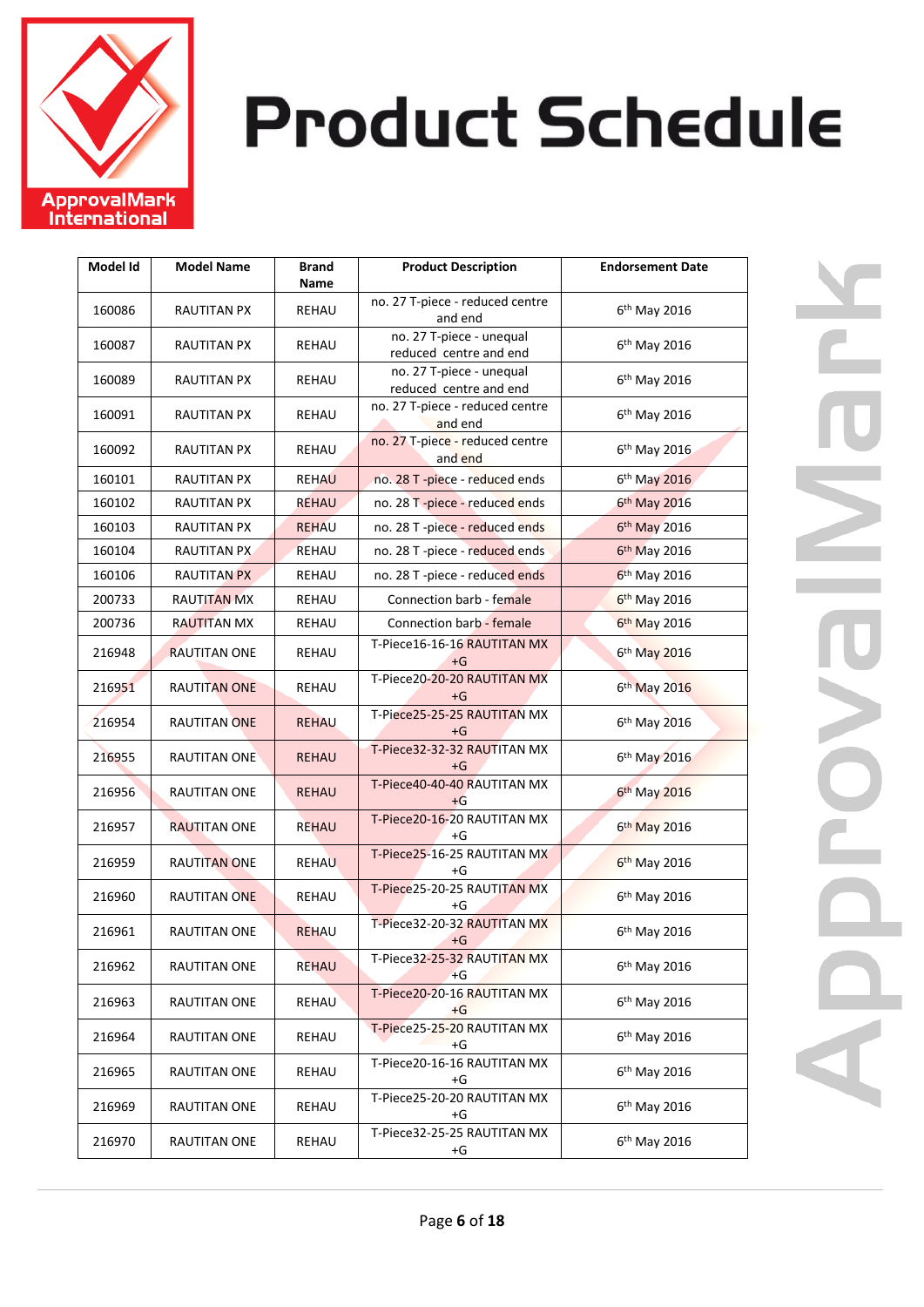# Product Schedule

| Model Id | Model Name | Brand Name | Product Description | Endorsement Date |
|---|---|---|---|---|
| 160086 | RAUTITAN PX | REHAU | no. 27 T-piece - reduced centre and end | 6th May 2016 |
| 160087 | RAUTITAN PX | REHAU | no. 27 T-piece - unequal reduced centre and end | 6th May 2016 |
| 160089 | RAUTITAN PX | REHAU | no. 27 T-piece - unequal reduced centre and end | 6th May 2016 |
| 160091 | RAUTITAN PX | REHAU | no. 27 T-piece - reduced centre and end | 6th May 2016 |
| 160092 | RAUTITAN PX | REHAU | no. 27 T-piece - reduced centre and end | 6th May 2016 |
| 160101 | RAUTITAN PX | REHAU | no. 28 T -piece - reduced ends | 6th May 2016 |
| 160102 | RAUTITAN PX | REHAU | no. 28 T -piece - reduced ends | 6th May 2016 |
| 160103 | RAUTITAN PX | REHAU | no. 28 T -piece - reduced ends | 6th May 2016 |
| 160104 | RAUTITAN PX | REHAU | no. 28 T -piece - reduced ends | 6th May 2016 |
| 160106 | RAUTITAN PX | REHAU | no. 28 T -piece - reduced ends | 6th May 2016 |
| 200733 | RAUTITAN MX | REHAU | Connection barb - female | 6th May 2016 |
| 200736 | RAUTITAN MX | REHAU | Connection barb - female | 6th May 2016 |
| 216948 | RAUTITAN ONE | REHAU | T-Piece16-16-16 RAUTITAN MX +G | 6th May 2016 |
| 216951 | RAUTITAN ONE | REHAU | T-Piece20-20-20 RAUTITAN MX +G | 6th May 2016 |
| 216954 | RAUTITAN ONE | REHAU | T-Piece25-25-25 RAUTITAN MX +G | 6th May 2016 |
| 216955 | RAUTITAN ONE | REHAU | T-Piece32-32-32 RAUTITAN MX +G | 6th May 2016 |
| 216956 | RAUTITAN ONE | REHAU | T-Piece40-40-40 RAUTITAN MX +G | 6th May 2016 |
| 216957 | RAUTITAN ONE | REHAU | T-Piece20-16-20 RAUTITAN MX +G | 6th May 2016 |
| 216959 | RAUTITAN ONE | REHAU | T-Piece25-16-25 RAUTITAN MX +G | 6th May 2016 |
| 216960 | RAUTITAN ONE | REHAU | T-Piece25-20-25 RAUTITAN MX +G | 6th May 2016 |
| 216961 | RAUTITAN ONE | REHAU | T-Piece32-20-32 RAUTITAN MX +G | 6th May 2016 |
| 216962 | RAUTITAN ONE | REHAU | T-Piece32-25-32 RAUTITAN MX +G | 6th May 2016 |
| 216963 | RAUTITAN ONE | REHAU | T-Piece20-20-16 RAUTITAN MX +G | 6th May 2016 |
| 216964 | RAUTITAN ONE | REHAU | T-Piece25-25-20 RAUTITAN MX +G | 6th May 2016 |
| 216965 | RAUTITAN ONE | REHAU | T-Piece20-16-16 RAUTITAN MX +G | 6th May 2016 |
| 216969 | RAUTITAN ONE | REHAU | T-Piece25-20-20 RAUTITAN MX +G | 6th May 2016 |
| 216970 | RAUTITAN ONE | REHAU | T-Piece32-25-25 RAUTITAN MX +G | 6th May 2016 |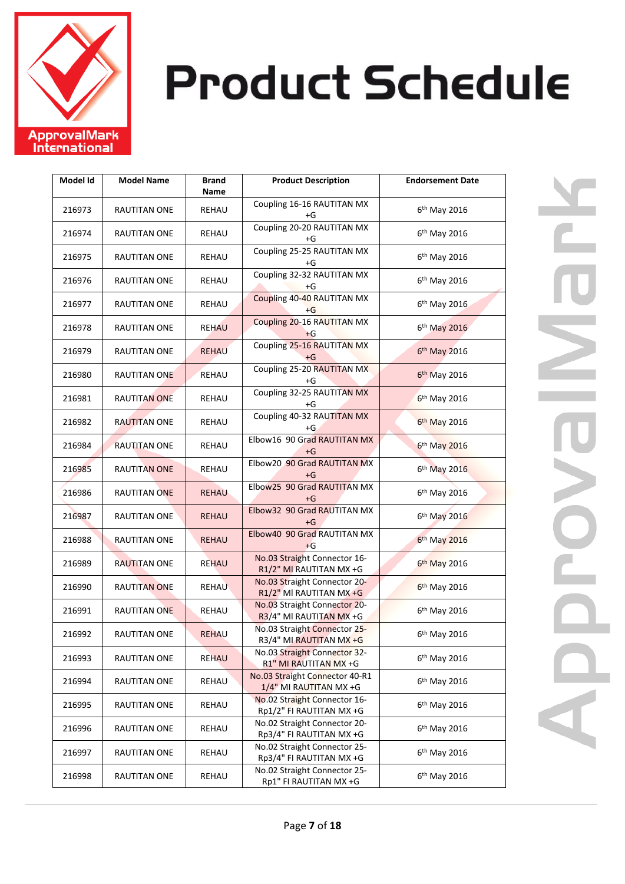# Product Schedule

| Model Id | Model Name | Brand Name | Product Description | Endorsement Date |
|---|---|---|---|---|
| 216973 | RAUTITAN ONE | REHAU | Coupling 16-16 RAUTITAN MX +G | 6th May 2016 |
| 216974 | RAUTITAN ONE | REHAU | Coupling 20-20 RAUTITAN MX +G | 6th May 2016 |
| 216975 | RAUTITAN ONE | REHAU | Coupling 25-25 RAUTITAN MX +G | 6th May 2016 |
| 216976 | RAUTITAN ONE | REHAU | Coupling 32-32 RAUTITAN MX +G | 6th May 2016 |
| 216977 | RAUTITAN ONE | REHAU | Coupling 40-40 RAUTITAN MX +G | 6th May 2016 |
| 216978 | RAUTITAN ONE | REHAU | Coupling 20-16 RAUTITAN MX +G | 6th May 2016 |
| 216979 | RAUTITAN ONE | REHAU | Coupling 25-16 RAUTITAN MX +G | 6th May 2016 |
| 216980 | RAUTITAN ONE | REHAU | Coupling 25-20 RAUTITAN MX +G | 6th May 2016 |
| 216981 | RAUTITAN ONE | REHAU | Coupling 32-25 RAUTITAN MX +G | 6th May 2016 |
| 216982 | RAUTITAN ONE | REHAU | Coupling 40-32 RAUTITAN MX +G | 6th May 2016 |
| 216984 | RAUTITAN ONE | REHAU | Elbow16 90 Grad RAUTITAN MX +G | 6th May 2016 |
| 216985 | RAUTITAN ONE | REHAU | Elbow20 90 Grad RAUTITAN MX +G | 6th May 2016 |
| 216986 | RAUTITAN ONE | REHAU | Elbow25 90 Grad RAUTITAN MX +G | 6th May 2016 |
| 216987 | RAUTITAN ONE | REHAU | Elbow32 90 Grad RAUTITAN MX +G | 6th May 2016 |
| 216988 | RAUTITAN ONE | REHAU | Elbow40 90 Grad RAUTITAN MX +G | 6th May 2016 |
| 216989 | RAUTITAN ONE | REHAU | No.03 Straight Connector 16-R1/2" MI RAUTITAN MX +G | 6th May 2016 |
| 216990 | RAUTITAN ONE | REHAU | No.03 Straight Connector 20-R1/2" MI RAUTITAN MX +G | 6th May 2016 |
| 216991 | RAUTITAN ONE | REHAU | No.03 Straight Connector 20-R3/4" MI RAUTITAN MX +G | 6th May 2016 |
| 216992 | RAUTITAN ONE | REHAU | No.03 Straight Connector 25-R3/4" MI RAUTITAN MX +G | 6th May 2016 |
| 216993 | RAUTITAN ONE | REHAU | No.03 Straight Connector 32-R1" MI RAUTITAN MX +G | 6th May 2016 |
| 216994 | RAUTITAN ONE | REHAU | No.03 Straight Connector 40-R1 1/4" MI RAUTITAN MX +G | 6th May 2016 |
| 216995 | RAUTITAN ONE | REHAU | No.02 Straight Connector 16-Rp1/2" FI RAUTITAN MX +G | 6th May 2016 |
| 216996 | RAUTITAN ONE | REHAU | No.02 Straight Connector 20-Rp3/4" FI RAUTITAN MX +G | 6th May 2016 |
| 216997 | RAUTITAN ONE | REHAU | No.02 Straight Connector 25-Rp3/4" FI RAUTITAN MX +G | 6th May 2016 |
| 216998 | RAUTITAN ONE | REHAU | No.02 Straight Connector 25-Rp1" FI RAUTITAN MX +G | 6th May 2016 |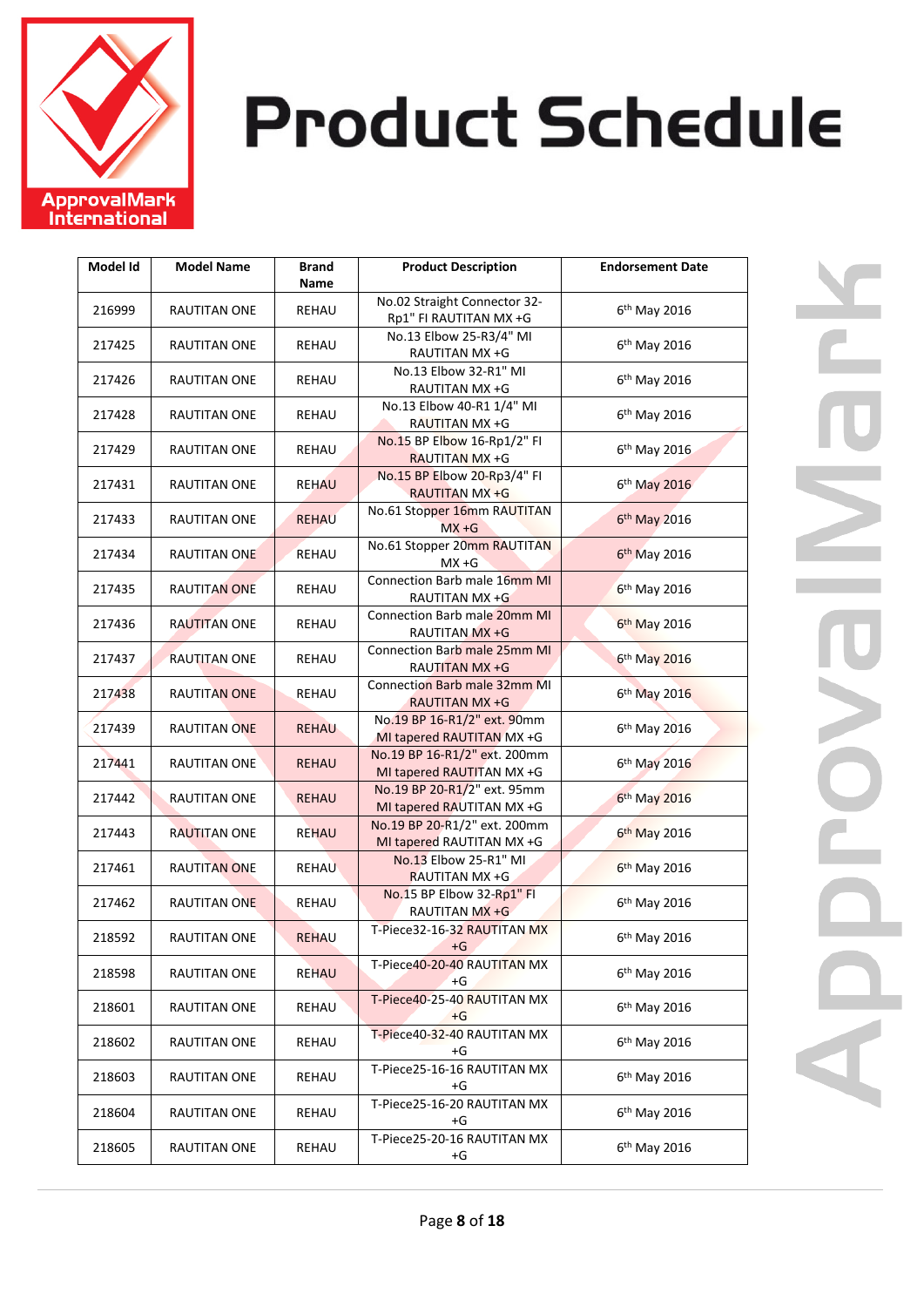# Product Schedule

| Model Id | Model Name | Brand Name | Product Description | Endorsement Date |
|---|---|---|---|---|
| 216999 | RAUTITAN ONE | REHAU | No.02 Straight Connector 32-Rp1" FI RAUTITAN MX +G | 6th May 2016 |
| 217425 | RAUTITAN ONE | REHAU | No.13 Elbow 25-R3/4" MI RAUTITAN MX +G | 6th May 2016 |
| 217426 | RAUTITAN ONE | REHAU | No.13 Elbow 32-R1" MI RAUTITAN MX +G | 6th May 2016 |
| 217428 | RAUTITAN ONE | REHAU | No.13 Elbow 40-R1 1/4" MI RAUTITAN MX +G | 6th May 2016 |
| 217429 | RAUTITAN ONE | REHAU | No.15 BP Elbow 16-Rp1/2" FI RAUTITAN MX +G | 6th May 2016 |
| 217431 | RAUTITAN ONE | REHAU | No.15 BP Elbow 20-Rp3/4" FI RAUTITAN MX +G | 6th May 2016 |
| 217433 | RAUTITAN ONE | REHAU | No.61 Stopper 16mm RAUTITAN MX +G | 6th May 2016 |
| 217434 | RAUTITAN ONE | REHAU | No.61 Stopper 20mm RAUTITAN MX +G | 6th May 2016 |
| 217435 | RAUTITAN ONE | REHAU | Connection Barb male 16mm MI RAUTITAN MX +G | 6th May 2016 |
| 217436 | RAUTITAN ONE | REHAU | Connection Barb male 20mm MI RAUTITAN MX +G | 6th May 2016 |
| 217437 | RAUTITAN ONE | REHAU | Connection Barb male 25mm MI RAUTITAN MX +G | 6th May 2016 |
| 217438 | RAUTITAN ONE | REHAU | Connection Barb male 32mm MI RAUTITAN MX +G | 6th May 2016 |
| 217439 | RAUTITAN ONE | REHAU | No.19 BP 16-R1/2" ext. 90mm MI tapered RAUTITAN MX +G | 6th May 2016 |
| 217441 | RAUTITAN ONE | REHAU | No.19 BP 16-R1/2" ext. 200mm MI tapered RAUTITAN MX +G | 6th May 2016 |
| 217442 | RAUTITAN ONE | REHAU | No.19 BP 20-R1/2" ext. 95mm MI tapered RAUTITAN MX +G | 6th May 2016 |
| 217443 | RAUTITAN ONE | REHAU | No.19 BP 20-R1/2" ext. 200mm MI tapered RAUTITAN MX +G | 6th May 2016 |
| 217461 | RAUTITAN ONE | REHAU | No.13 Elbow 25-R1" MI RAUTITAN MX +G | 6th May 2016 |
| 217462 | RAUTITAN ONE | REHAU | No.15 BP Elbow 32-Rp1" FI RAUTITAN MX +G | 6th May 2016 |
| 218592 | RAUTITAN ONE | REHAU | T-Piece32-16-32 RAUTITAN MX +G | 6th May 2016 |
| 218598 | RAUTITAN ONE | REHAU | T-Piece40-20-40 RAUTITAN MX +G | 6th May 2016 |
| 218601 | RAUTITAN ONE | REHAU | T-Piece40-25-40 RAUTITAN MX +G | 6th May 2016 |
| 218602 | RAUTITAN ONE | REHAU | T-Piece40-32-40 RAUTITAN MX +G | 6th May 2016 |
| 218603 | RAUTITAN ONE | REHAU | T-Piece25-16-16 RAUTITAN MX +G | 6th May 2016 |
| 218604 | RAUTITAN ONE | REHAU | T-Piece25-16-20 RAUTITAN MX +G | 6th May 2016 |
| 218605 | RAUTITAN ONE | REHAU | T-Piece25-20-16 RAUTITAN MX +G | 6th May 2016 |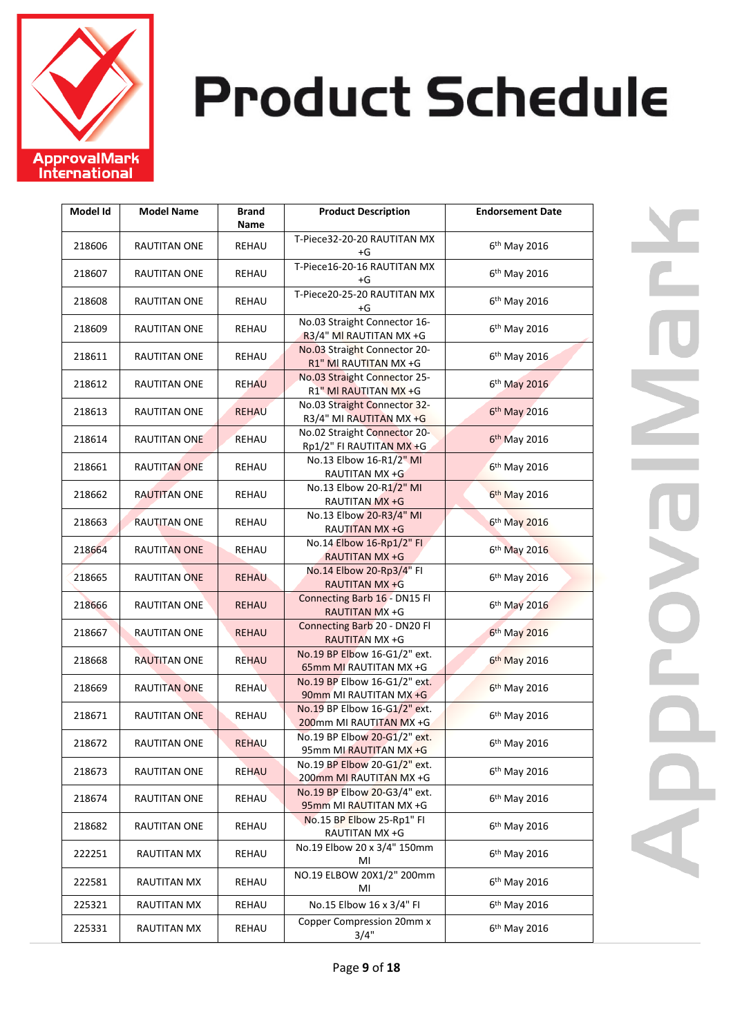# Product Schedule

| Model Id | Model Name | Brand Name | Product Description | Endorsement Date |
|---|---|---|---|---|
| 218606 | RAUTITAN ONE | REHAU | T-Piece32-20-20 RAUTITAN MX +G | 6th May 2016 |
| 218607 | RAUTITAN ONE | REHAU | T-Piece16-20-16 RAUTITAN MX +G | 6th May 2016 |
| 218608 | RAUTITAN ONE | REHAU | T-Piece20-25-20 RAUTITAN MX +G | 6th May 2016 |
| 218609 | RAUTITAN ONE | REHAU | No.03 Straight Connector 16-R3/4" MI RAUTITAN MX +G | 6th May 2016 |
| 218611 | RAUTITAN ONE | REHAU | No.03 Straight Connector 20-R1" MI RAUTITAN MX +G | 6th May 2016 |
| 218612 | RAUTITAN ONE | REHAU | No.03 Straight Connector 25-R1" MI RAUTITAN MX +G | 6th May 2016 |
| 218613 | RAUTITAN ONE | REHAU | No.03 Straight Connector 32-R3/4" MI RAUTITAN MX +G | 6th May 2016 |
| 218614 | RAUTITAN ONE | REHAU | No.02 Straight Connector 20-Rp1/2" FI RAUTITAN MX +G | 6th May 2016 |
| 218661 | RAUTITAN ONE | REHAU | No.13 Elbow 16-R1/2" MI RAUTITAN MX +G | 6th May 2016 |
| 218662 | RAUTITAN ONE | REHAU | No.13 Elbow 20-R1/2" MI RAUTITAN MX +G | 6th May 2016 |
| 218663 | RAUTITAN ONE | REHAU | No.13 Elbow 20-R3/4" MI RAUTITAN MX +G | 6th May 2016 |
| 218664 | RAUTITAN ONE | REHAU | No.14 Elbow 16-Rp1/2" FI RAUTITAN MX +G | 6th May 2016 |
| 218665 | RAUTITAN ONE | REHAU | No.14 Elbow 20-Rp3/4" FI RAUTITAN MX +G | 6th May 2016 |
| 218666 | RAUTITAN ONE | REHAU | Connecting Barb 16 - DN15 FI RAUTITAN MX +G | 6th May 2016 |
| 218667 | RAUTITAN ONE | REHAU | Connecting Barb 20 - DN20 FI RAUTITAN MX +G | 6th May 2016 |
| 218668 | RAUTITAN ONE | REHAU | No.19 BP Elbow 16-G1/2" ext. 65mm MI RAUTITAN MX +G | 6th May 2016 |
| 218669 | RAUTITAN ONE | REHAU | No.19 BP Elbow 16-G1/2" ext. 90mm MI RAUTITAN MX +G | 6th May 2016 |
| 218671 | RAUTITAN ONE | REHAU | No.19 BP Elbow 16-G1/2" ext. 200mm MI RAUTITAN MX +G | 6th May 2016 |
| 218672 | RAUTITAN ONE | REHAU | No.19 BP Elbow 20-G1/2" ext. 95mm MI RAUTITAN MX +G | 6th May 2016 |
| 218673 | RAUTITAN ONE | REHAU | No.19 BP Elbow 20-G1/2" ext. 200mm MI RAUTITAN MX +G | 6th May 2016 |
| 218674 | RAUTITAN ONE | REHAU | No.19 BP Elbow 20-G3/4" ext. 95mm MI RAUTITAN MX +G | 6th May 2016 |
| 218682 | RAUTITAN ONE | REHAU | No.15 BP Elbow 25-Rp1" FI RAUTITAN MX +G | 6th May 2016 |
| 222251 | RAUTITAN MX | REHAU | No.19 Elbow 20 x 3/4" 150mm MI | 6th May 2016 |
| 222581 | RAUTITAN MX | REHAU | NO.19 ELBOW 20X1/2" 200mm MI | 6th May 2016 |
| 225321 | RAUTITAN MX | REHAU | No.15 Elbow 16 x 3/4" FI | 6th May 2016 |
| 225331 | RAUTITAN MX | REHAU | Copper Compression 20mm x 3/4" | 6th May 2016 |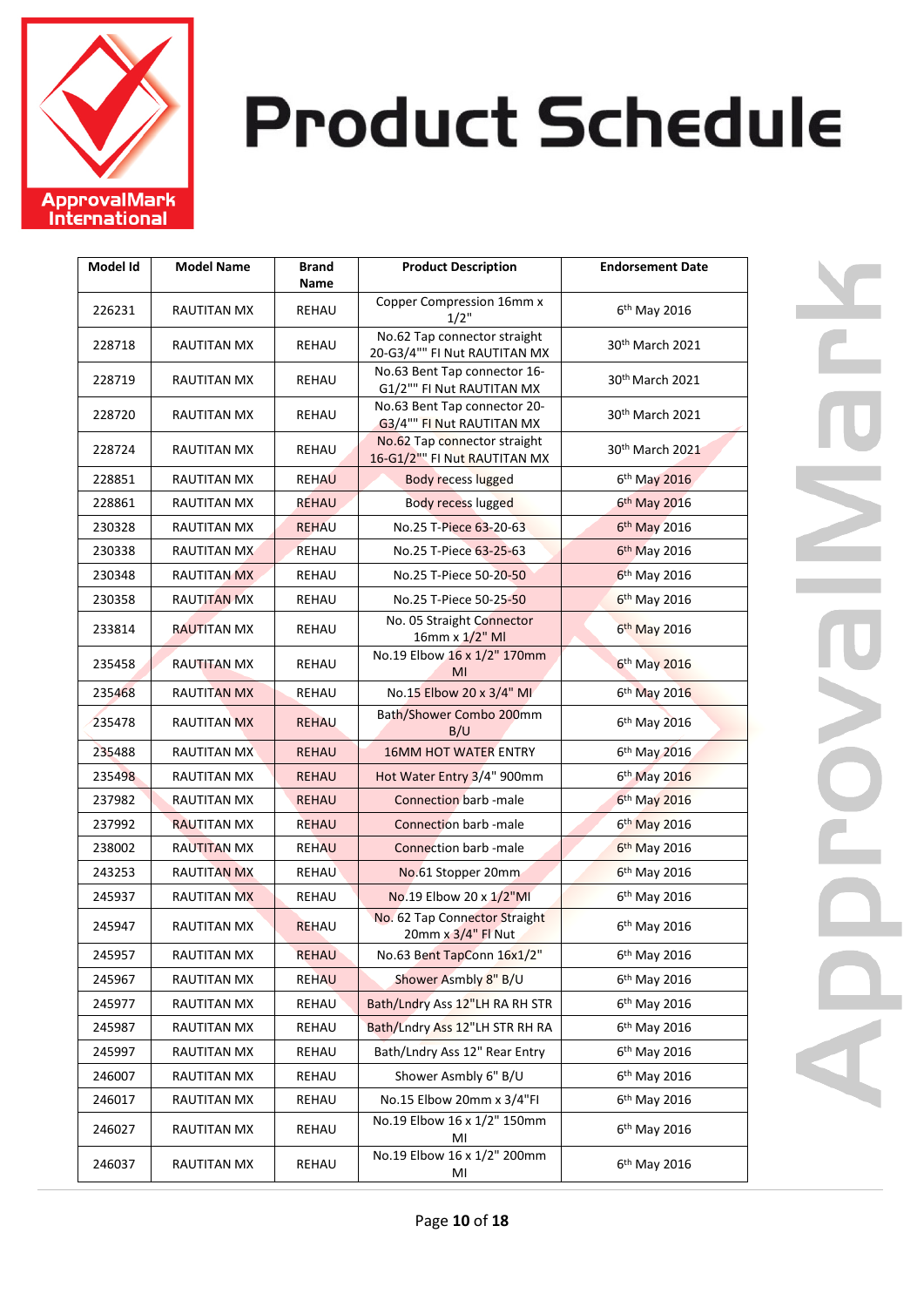# Product Schedule

| Model Id | Model Name | Brand Name | Product Description | Endorsement Date |
| --- | --- | --- | --- | --- |
| 226231 | RAUTITAN MX | REHAU | Copper Compression 16mm x 1/2" | 6th May 2016 |
| 228718 | RAUTITAN MX | REHAU | No.62 Tap connector straight 20-G3/4"" FI Nut RAUTITAN MX | 30th March 2021 |
| 228719 | RAUTITAN MX | REHAU | No.63 Bent Tap connector 16-G1/2"" FI Nut RAUTITAN MX | 30th March 2021 |
| 228720 | RAUTITAN MX | REHAU | No.63 Bent Tap connector 20-G3/4"" FI Nut RAUTITAN MX | 30th March 2021 |
| 228724 | RAUTITAN MX | REHAU | No.62 Tap connector straight 16-G1/2"" FI Nut RAUTITAN MX | 30th March 2021 |
| 228851 | RAUTITAN MX | REHAU | Body recess lugged | 6th May 2016 |
| 228861 | RAUTITAN MX | REHAU | Body recess lugged | 6th May 2016 |
| 230328 | RAUTITAN MX | REHAU | No.25 T-Piece 63-20-63 | 6th May 2016 |
| 230338 | RAUTITAN MX | REHAU | No.25 T-Piece 63-25-63 | 6th May 2016 |
| 230348 | RAUTITAN MX | REHAU | No.25 T-Piece 50-20-50 | 6th May 2016 |
| 230358 | RAUTITAN MX | REHAU | No.25 T-Piece 50-25-50 | 6th May 2016 |
| 233814 | RAUTITAN MX | REHAU | No. 05 Straight Connector 16mm x 1/2" MI | 6th May 2016 |
| 235458 | RAUTITAN MX | REHAU | No.19 Elbow 16 x 1/2" 170mm MI | 6th May 2016 |
| 235468 | RAUTITAN MX | REHAU | No.15 Elbow 20 x 3/4" MI | 6th May 2016 |
| 235478 | RAUTITAN MX | REHAU | Bath/Shower Combo 200mm B/U | 6th May 2016 |
| 235488 | RAUTITAN MX | REHAU | 16MM HOT WATER ENTRY | 6th May 2016 |
| 235498 | RAUTITAN MX | REHAU | Hot Water Entry 3/4" 900mm | 6th May 2016 |
| 237982 | RAUTITAN MX | REHAU | Connection barb -male | 6th May 2016 |
| 237992 | RAUTITAN MX | REHAU | Connection barb -male | 6th May 2016 |
| 238002 | RAUTITAN MX | REHAU | Connection barb -male | 6th May 2016 |
| 243253 | RAUTITAN MX | REHAU | No.61 Stopper 20mm | 6th May 2016 |
| 245937 | RAUTITAN MX | REHAU | No.19 Elbow 20 x 1/2"MI | 6th May 2016 |
| 245947 | RAUTITAN MX | REHAU | No. 62 Tap Connector Straight 20mm x 3/4" FI Nut | 6th May 2016 |
| 245957 | RAUTITAN MX | REHAU | No.63 Bent TapConn 16x1/2" | 6th May 2016 |
| 245967 | RAUTITAN MX | REHAU | Shower Asmbly 8" B/U | 6th May 2016 |
| 245977 | RAUTITAN MX | REHAU | Bath/Lndry Ass 12"LH RA RH STR | 6th May 2016 |
| 245987 | RAUTITAN MX | REHAU | Bath/Lndry Ass 12"LH STR RH RA | 6th May 2016 |
| 245997 | RAUTITAN MX | REHAU | Bath/Lndry Ass 12" Rear Entry | 6th May 2016 |
| 246007 | RAUTITAN MX | REHAU | Shower Asmbly 6" B/U | 6th May 2016 |
| 246017 | RAUTITAN MX | REHAU | No.15 Elbow 20mm x 3/4"FI | 6th May 2016 |
| 246027 | RAUTITAN MX | REHAU | No.19 Elbow 16 x 1/2" 150mm MI | 6th May 2016 |
| 246037 | RAUTITAN MX | REHAU | No.19 Elbow 16 x 1/2" 200mm MI | 6th May 2016 |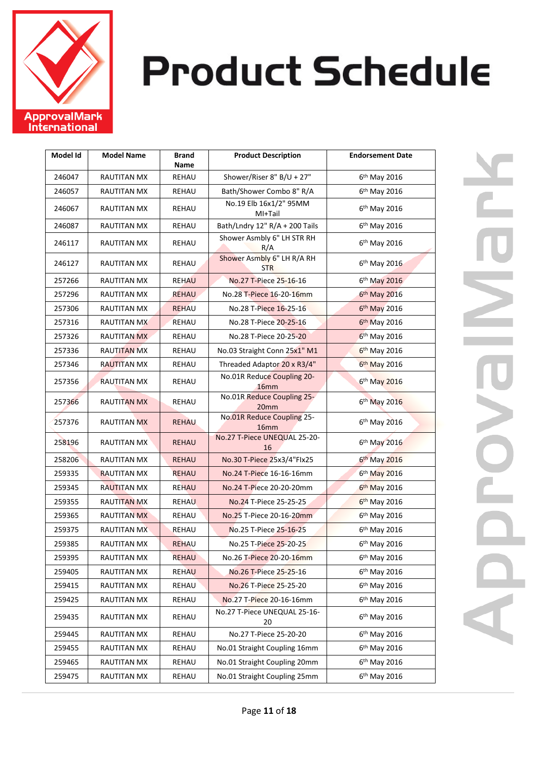# Product Schedule

| Model Id | Model Name | Brand Name | Product Description | Endorsement Date |
|---|---|---|---|---|
| 246047 | RAUTITAN MX | REHAU | Shower/Riser 8" B/U + 27" | 6th May 2016 |
| 246057 | RAUTITAN MX | REHAU | Bath/Shower Combo 8" R/A | 6th May 2016 |
| 246067 | RAUTITAN MX | REHAU | No.19 Elb 16x1/2" 95MM MI+Tail | 6th May 2016 |
| 246087 | RAUTITAN MX | REHAU | Bath/Lndry 12" R/A + 200 Tails | 6th May 2016 |
| 246117 | RAUTITAN MX | REHAU | Shower Asmbly 6" LH STR RH R/A | 6th May 2016 |
| 246127 | RAUTITAN MX | REHAU | Shower Asmbly 6" LH R/A RH STR | 6th May 2016 |
| 257266 | RAUTITAN MX | REHAU | No.27 T-Piece 25-16-16 | 6th May 2016 |
| 257296 | RAUTITAN MX | REHAU | No.28 T-Piece 16-20-16mm | 6th May 2016 |
| 257306 | RAUTITAN MX | REHAU | No.28 T-Piece 16-25-16 | 6th May 2016 |
| 257316 | RAUTITAN MX | REHAU | No.28 T-Piece 20-25-16 | 6th May 2016 |
| 257326 | RAUTITAN MX | REHAU | No.28 T-Piece 20-25-20 | 6th May 2016 |
| 257336 | RAUTITAN MX | REHAU | No.03 Straight Conn 25x1" M1 | 6th May 2016 |
| 257346 | RAUTITAN MX | REHAU | Threaded Adaptor 20 x R3/4" | 6th May 2016 |
| 257356 | RAUTITAN MX | REHAU | No.01R Reduce Coupling 20-16mm | 6th May 2016 |
| 257366 | RAUTITAN MX | REHAU | No.01R Reduce Coupling 25-20mm | 6th May 2016 |
| 257376 | RAUTITAN MX | REHAU | No.01R Reduce Coupling 25-16mm | 6th May 2016 |
| 258196 | RAUTITAN MX | REHAU | No.27 T-Piece UNEQUAL 25-20-16 | 6th May 2016 |
| 258206 | RAUTITAN MX | REHAU | No.30 T-Piece 25x3/4"FIx25 | 6th May 2016 |
| 259335 | RAUTITAN MX | REHAU | No.24 T-Piece 16-16-16mm | 6th May 2016 |
| 259345 | RAUTITAN MX | REHAU | No.24 T-Piece 20-20-20mm | 6th May 2016 |
| 259355 | RAUTITAN MX | REHAU | No.24 T-Piece 25-25-25 | 6th May 2016 |
| 259365 | RAUTITAN MX | REHAU | No.25 T-Piece 20-16-20mm | 6th May 2016 |
| 259375 | RAUTITAN MX | REHAU | No.25 T-Piece 25-16-25 | 6th May 2016 |
| 259385 | RAUTITAN MX | REHAU | No.25 T-Piece 25-20-25 | 6th May 2016 |
| 259395 | RAUTITAN MX | REHAU | No.26 T-Piece 20-20-16mm | 6th May 2016 |
| 259405 | RAUTITAN MX | REHAU | No.26 T-Piece 25-25-16 | 6th May 2016 |
| 259415 | RAUTITAN MX | REHAU | No.26 T-Piece 25-25-20 | 6th May 2016 |
| 259425 | RAUTITAN MX | REHAU | No.27 T-Piece 20-16-16mm | 6th May 2016 |
| 259435 | RAUTITAN MX | REHAU | No.27 T-Piece UNEQUAL 25-16-20 | 6th May 2016 |
| 259445 | RAUTITAN MX | REHAU | No.27 T-Piece 25-20-20 | 6th May 2016 |
| 259455 | RAUTITAN MX | REHAU | No.01 Straight Coupling 16mm | 6th May 2016 |
| 259465 | RAUTITAN MX | REHAU | No.01 Straight Coupling 20mm | 6th May 2016 |
| 259475 | RAUTITAN MX | REHAU | No.01 Straight Coupling 25mm | 6th May 2016 |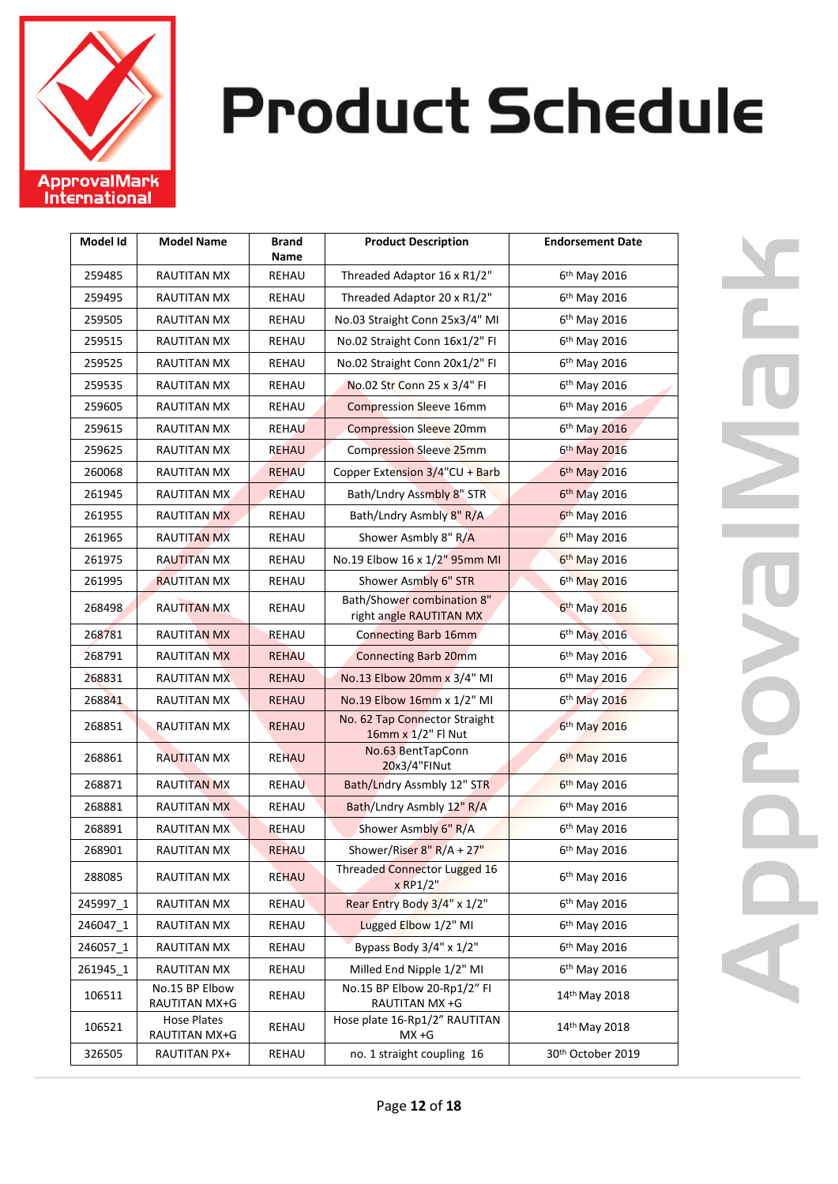# Product Schedule

| Model Id | Model Name | Brand Name | Product Description | Endorsement Date |
|---|---|---|---|---|
| 259485 | RAUTITAN MX | REHAU | Threaded Adaptor 16 x R1/2" | 6th May 2016 |
| 259495 | RAUTITAN MX | REHAU | Threaded Adaptor 20 x R1/2" | 6th May 2016 |
| 259505 | RAUTITAN MX | REHAU | No.03 Straight Conn 25x3/4" MI | 6th May 2016 |
| 259515 | RAUTITAN MX | REHAU | No.02 Straight Conn 16x1/2" FI | 6th May 2016 |
| 259525 | RAUTITAN MX | REHAU | No.02 Straight Conn 20x1/2" FI | 6th May 2016 |
| 259535 | RAUTITAN MX | REHAU | No.02 Str Conn 25 x 3/4" FI | 6th May 2016 |
| 259605 | RAUTITAN MX | REHAU | Compression Sleeve 16mm | 6th May 2016 |
| 259615 | RAUTITAN MX | REHAU | Compression Sleeve 20mm | 6th May 2016 |
| 259625 | RAUTITAN MX | REHAU | Compression Sleeve 25mm | 6th May 2016 |
| 260068 | RAUTITAN MX | REHAU | Copper Extension 3/4"CU + Barb | 6th May 2016 |
| 261945 | RAUTITAN MX | REHAU | Bath/Lndry Assmbly 8" STR | 6th May 2016 |
| 261955 | RAUTITAN MX | REHAU | Bath/Lndry Asmbly 8" R/A | 6th May 2016 |
| 261965 | RAUTITAN MX | REHAU | Shower Assmbly 8" R/A | 6th May 2016 |
| 261975 | RAUTITAN MX | REHAU | No.19 Elbow 16 x 1/2" 95mm MI | 6th May 2016 |
| 261995 | RAUTITAN MX | REHAU | Shower Asmbly 6" STR | 6th May 2016 |
| 268498 | RAUTITAN MX | REHAU | Bath/Shower combination 8" right angle RAUTITAN MX | 6th May 2016 |
| 268781 | RAUTITAN MX | REHAU | Connecting Barb 16mm | 6th May 2016 |
| 268791 | RAUTITAN MX | REHAU | Connecting Barb 20mm | 6th May 2016 |
| 268831 | RAUTITAN MX | REHAU | No.13 Elbow 20mm x 3/4" MI | 6th May 2016 |
| 268841 | RAUTITAN MX | REHAU | No.19 Elbow 16mm x 1/2" MI | 6th May 2016 |
| 268851 | RAUTITAN MX | REHAU | No. 62 Tap Connector Straight 16mm x 1/2" Fl Nut | 6th May 2016 |
| 268861 | RAUTITAN MX | REHAU | No.63 BentTapConn 20x3/4"FlNut | 6th May 2016 |
| 268871 | RAUTITAN MX | REHAU | Bath/Lndry Assmbly 12" STR | 6th May 2016 |
| 268881 | RAUTITAN MX | REHAU | Bath/Lndry Asmbly 12" R/A | 6th May 2016 |
| 268891 | RAUTITAN MX | REHAU | Shower Asmbly 6" R/A | 6th May 2016 |
| 268901 | RAUTITAN MX | REHAU | Shower/Riser 8" R/A + 27" | 6th May 2016 |
| 288085 | RAUTITAN MX | REHAU | Threaded Connector Lugged 16 x RP1/2" | 6th May 2016 |
| 245997_1 | RAUTITAN MX | REHAU | Rear Entry Body 3/4" x 1/2" | 6th May 2016 |
| 246047_1 | RAUTITAN MX | REHAU | Lugged Elbow 1/2" MI | 6th May 2016 |
| 246057_1 | RAUTITAN MX | REHAU | Bypass Body 3/4" x 1/2" | 6th May 2016 |
| 261945_1 | RAUTITAN MX | REHAU | Milled End Nipple 1/2" MI | 6th May 2016 |
| 106511 | No.15 BP Elbow RAUTITAN MX+G | REHAU | No.15 BP Elbow 20-Rp1/2" FI RAUTITAN MX +G | 14th May 2018 |
| 106521 | Hose Plates RAUTITAN MX+G | REHAU | Hose plate 16-Rp1/2" RAUTITAN MX +G | 14th May 2018 |
| 326505 | RAUTITAN PX+ | REHAU | no. 1 straight coupling 16 | 30th October 2019 |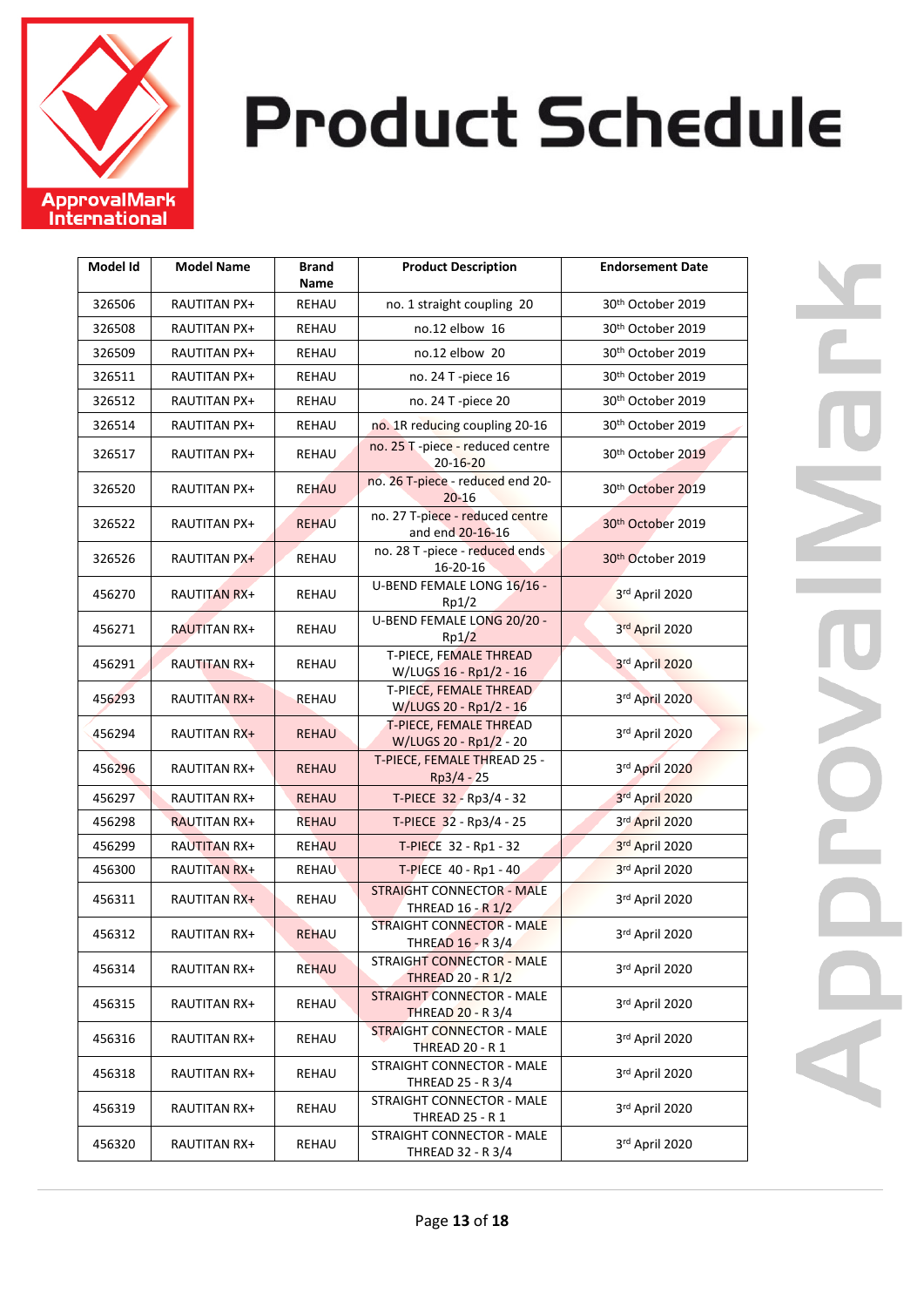# Product Schedule

| Model Id | Model Name | Brand Name | Product Description | Endorsement Date |
|---|---|---|---|---|
| 326506 | RAUTITAN PX+ | REHAU | no. 1 straight coupling 20 | 30th October 2019 |
| 326508 | RAUTITAN PX+ | REHAU | no.12 elbow 16 | 30th October 2019 |
| 326509 | RAUTITAN PX+ | REHAU | no.12 elbow 20 | 30th October 2019 |
| 326511 | RAUTITAN PX+ | REHAU | no. 24 T -piece 16 | 30th October 2019 |
| 326512 | RAUTITAN PX+ | REHAU | no. 24 T -piece 20 | 30th October 2019 |
| 326514 | RAUTITAN PX+ | REHAU | no. 1R reducing coupling 20-16 | 30th October 2019 |
| 326517 | RAUTITAN PX+ | REHAU | no. 25 T -piece - reduced centre 20-16-20 | 30th October 2019 |
| 326520 | RAUTITAN PX+ | REHAU | no. 26 T-piece - reduced end 20-20-16 | 30th October 2019 |
| 326522 | RAUTITAN PX+ | REHAU | no. 27 T-piece - reduced centre and end 20-16-16 | 30th October 2019 |
| 326526 | RAUTITAN PX+ | REHAU | no. 28 T -piece - reduced ends 16-20-16 | 30th October 2019 |
| 456270 | RAUTITAN RX+ | REHAU | U-BEND FEMALE LONG 16/16 - Rp1/2 | 3rd April 2020 |
| 456271 | RAUTITAN RX+ | REHAU | U-BEND FEMALE LONG 20/20 - Rp1/2 | 3rd April 2020 |
| 456291 | RAUTITAN RX+ | REHAU | T-PIECE, FEMALE THREAD W/LUGS 16 - Rp1/2 - 16 | 3rd April 2020 |
| 456293 | RAUTITAN RX+ | REHAU | T-PIECE, FEMALE THREAD W/LUGS 20 - Rp1/2 - 16 | 3rd April 2020 |
| 456294 | RAUTITAN RX+ | REHAU | T-PIECE, FEMALE THREAD W/LUGS 20 - Rp1/2 - 20 | 3rd April 2020 |
| 456296 | RAUTITAN RX+ | REHAU | T-PIECE, FEMALE THREAD 25 - Rp3/4 - 25 | 3rd April 2020 |
| 456297 | RAUTITAN RX+ | REHAU | T-PIECE 32 - Rp3/4 - 32 | 3rd April 2020 |
| 456298 | RAUTITAN RX+ | REHAU | T-PIECE 32 - Rp3/4 - 25 | 3rd April 2020 |
| 456299 | RAUTITAN RX+ | REHAU | T-PIECE 32 - Rp1 - 32 | 3rd April 2020 |
| 456300 | RAUTITAN RX+ | REHAU | T-PIECE 40 - Rp1 - 40 | 3rd April 2020 |
| 456311 | RAUTITAN RX+ | REHAU | STRAIGHT CONNECTOR - MALE THREAD 16 - R 1/2 | 3rd April 2020 |
| 456312 | RAUTITAN RX+ | REHAU | STRAIGHT CONNECTOR - MALE THREAD 16 - R 3/4 | 3rd April 2020 |
| 456314 | RAUTITAN RX+ | REHAU | STRAIGHT CONNECTOR - MALE THREAD 20 - R 1/2 | 3rd April 2020 |
| 456315 | RAUTITAN RX+ | REHAU | STRAIGHT CONNECTOR - MALE THREAD 20 - R 3/4 | 3rd April 2020 |
| 456316 | RAUTITAN RX+ | REHAU | STRAIGHT CONNECTOR - MALE THREAD 20 - R 1 | 3rd April 2020 |
| 456318 | RAUTITAN RX+ | REHAU | STRAIGHT CONNECTOR - MALE THREAD 25 - R 3/4 | 3rd April 2020 |
| 456319 | RAUTITAN RX+ | REHAU | STRAIGHT CONNECTOR - MALE THREAD 25 - R 1 | 3rd April 2020 |
| 456320 | RAUTITAN RX+ | REHAU | STRAIGHT CONNECTOR - MALE THREAD 32 - R 3/4 | 3rd April 2020 |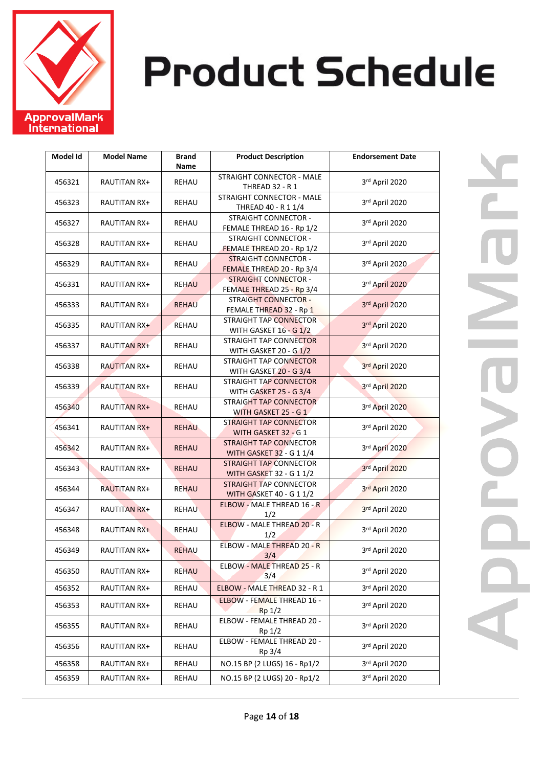# Product Schedule

| Model Id | Model Name | Brand Name | Product Description | Endorsement Date |
|---|---|---|---|---|
| 456321 | RAUTITAN RX+ | REHAU | STRAIGHT CONNECTOR - MALE THREAD 32 - R 1 | 3rd April 2020 |
| 456323 | RAUTITAN RX+ | REHAU | STRAIGHT CONNECTOR - MALE THREAD 40 - R 1 1/4 | 3rd April 2020 |
| 456327 | RAUTITAN RX+ | REHAU | STRAIGHT CONNECTOR - FEMALE THREAD 16 - Rp 1/2 | 3rd April 2020 |
| 456328 | RAUTITAN RX+ | REHAU | STRAIGHT CONNECTOR - FEMALE THREAD 20 - Rp 1/2 | 3rd April 2020 |
| 456329 | RAUTITAN RX+ | REHAU | STRAIGHT CONNECTOR - FEMALE THREAD 20 - Rp 3/4 | 3rd April 2020 |
| 456331 | RAUTITAN RX+ | REHAU | STRAIGHT CONNECTOR - FEMALE THREAD 25 - Rp 3/4 | 3rd April 2020 |
| 456333 | RAUTITAN RX+ | REHAU | STRAIGHT CONNECTOR - FEMALE THREAD 32 - Rp 1 | 3rd April 2020 |
| 456335 | RAUTITAN RX+ | REHAU | STRAIGHT TAP CONNECTOR WITH GASKET 16 - G 1/2 | 3rd April 2020 |
| 456337 | RAUTITAN RX+ | REHAU | STRAIGHT TAP CONNECTOR WITH GASKET 20 - G 1/2 | 3rd April 2020 |
| 456338 | RAUTITAN RX+ | REHAU | STRAIGHT TAP CONNECTOR WITH GASKET 20 - G 3/4 | 3rd April 2020 |
| 456339 | RAUTITAN RX+ | REHAU | STRAIGHT TAP CONNECTOR WITH GASKET 25 - G 3/4 | 3rd April 2020 |
| 456340 | RAUTITAN RX+ | REHAU | STRAIGHT TAP CONNECTOR WITH GASKET 25 - G 1 | 3rd April 2020 |
| 456341 | RAUTITAN RX+ | REHAU | STRAIGHT TAP CONNECTOR WITH GASKET 32 - G 1 | 3rd April 2020 |
| 456342 | RAUTITAN RX+ | REHAU | STRAIGHT TAP CONNECTOR WITH GASKET 32 - G 1 1/4 | 3rd April 2020 |
| 456343 | RAUTITAN RX+ | REHAU | STRAIGHT TAP CONNECTOR WITH GASKET 32 - G 1 1/2 | 3rd April 2020 |
| 456344 | RAUTITAN RX+ | REHAU | STRAIGHT TAP CONNECTOR WITH GASKET 40 - G 1 1/2 | 3rd April 2020 |
| 456347 | RAUTITAN RX+ | REHAU | ELBOW - MALE THREAD 16 - R 1/2 | 3rd April 2020 |
| 456348 | RAUTITAN RX+ | REHAU | ELBOW - MALE THREAD 20 - R 1/2 | 3rd April 2020 |
| 456349 | RAUTITAN RX+ | REHAU | ELBOW - MALE THREAD 20 - R 3/4 | 3rd April 2020 |
| 456350 | RAUTITAN RX+ | REHAU | ELBOW - MALE THREAD 25 - R 3/4 | 3rd April 2020 |
| 456352 | RAUTITAN RX+ | REHAU | ELBOW - MALE THREAD 32 - R 1 | 3rd April 2020 |
| 456353 | RAUTITAN RX+ | REHAU | ELBOW - FEMALE THREAD 16 - Rp 1/2 | 3rd April 2020 |
| 456355 | RAUTITAN RX+ | REHAU | ELBOW - FEMALE THREAD 20 - Rp 1/2 | 3rd April 2020 |
| 456356 | RAUTITAN RX+ | REHAU | ELBOW - FEMALE THREAD 20 - Rp 3/4 | 3rd April 2020 |
| 456358 | RAUTITAN RX+ | REHAU | NO.15 BP (2 LUGS) 16 - Rp1/2 | 3rd April 2020 |
| 456359 | RAUTITAN RX+ | REHAU | NO.15 BP (2 LUGS) 20 - Rp1/2 | 3rd April 2020 |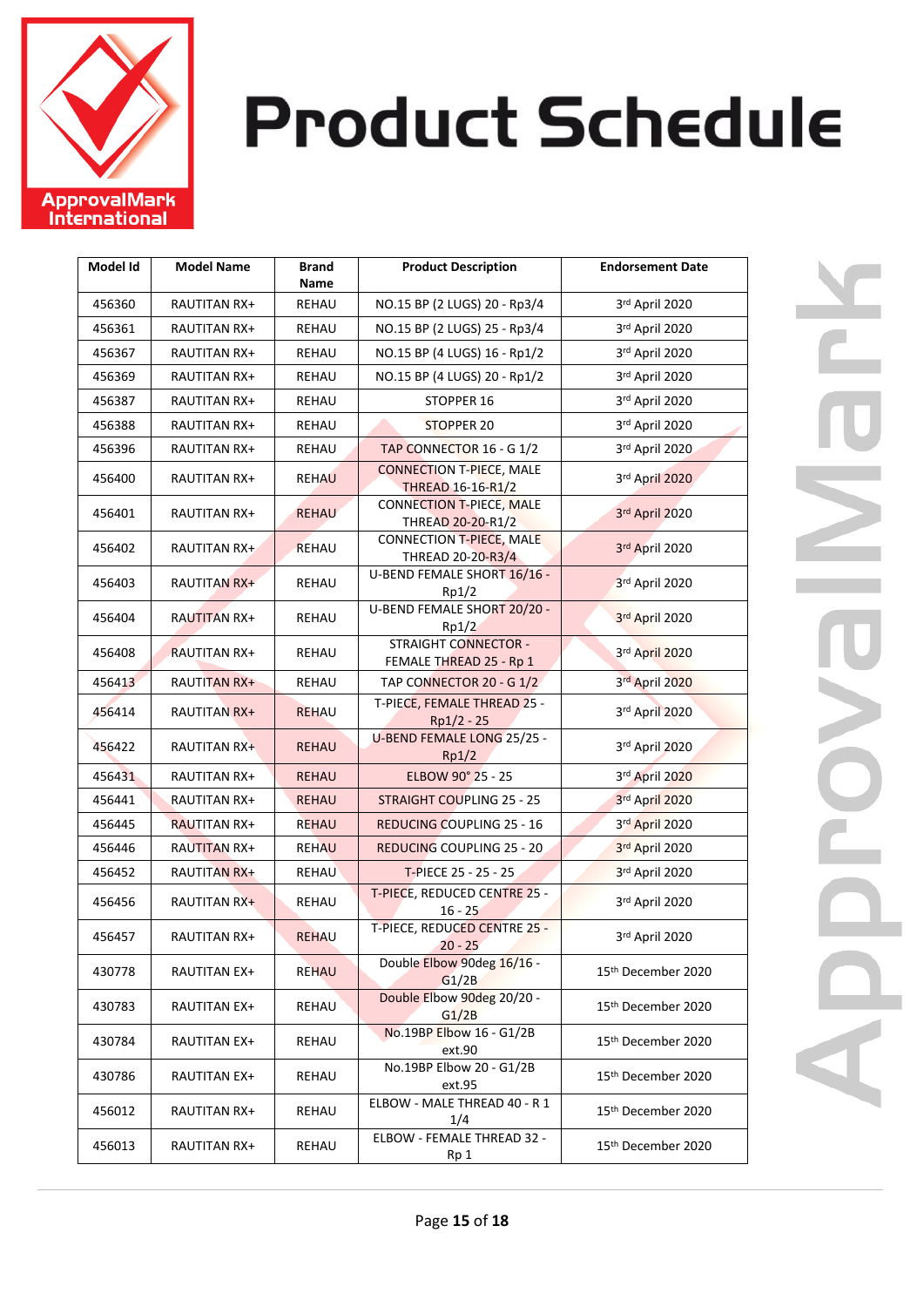# Product Schedule

| Model Id | Model Name | Brand Name | Product Description | Endorsement Date |
|---|---|---|---|---|
| 456360 | RAUTITAN RX+ | REHAU | NO.15 BP (2 LUGS) 20 - Rp3/4 | 3rd April 2020 |
| 456361 | RAUTITAN RX+ | REHAU | NO.15 BP (2 LUGS) 25 - Rp3/4 | 3rd April 2020 |
| 456367 | RAUTITAN RX+ | REHAU | NO.15 BP (4 LUGS) 16 - Rp1/2 | 3rd April 2020 |
| 456369 | RAUTITAN RX+ | REHAU | NO.15 BP (4 LUGS) 20 - Rp1/2 | 3rd April 2020 |
| 456387 | RAUTITAN RX+ | REHAU | STOPPER 16 | 3rd April 2020 |
| 456388 | RAUTITAN RX+ | REHAU | STOPPER 20 | 3rd April 2020 |
| 456396 | RAUTITAN RX+ | REHAU | TAP CONNECTOR 16 - G 1/2 | 3rd April 2020 |
| 456400 | RAUTITAN RX+ | REHAU | CONNECTION T-PIECE, MALE THREAD 16-16-R1/2 | 3rd April 2020 |
| 456401 | RAUTITAN RX+ | REHAU | CONNECTION T-PIECE, MALE THREAD 20-20-R1/2 | 3rd April 2020 |
| 456402 | RAUTITAN RX+ | REHAU | CONNECTION T-PIECE, MALE THREAD 20-20-R3/4 | 3rd April 2020 |
| 456403 | RAUTITAN RX+ | REHAU | U-BEND FEMALE SHORT 16/16 - Rp1/2 | 3rd April 2020 |
| 456404 | RAUTITAN RX+ | REHAU | U-BEND FEMALE SHORT 20/20 - Rp1/2 | 3rd April 2020 |
| 456408 | RAUTITAN RX+ | REHAU | STRAIGHT CONNECTOR - FEMALE THREAD 25 - Rp 1 | 3rd April 2020 |
| 456413 | RAUTITAN RX+ | REHAU | TAP CONNECTOR 20 - G 1/2 | 3rd April 2020 |
| 456414 | RAUTITAN RX+ | REHAU | T-PIECE, FEMALE THREAD 25 - Rp1/2 - 25 | 3rd April 2020 |
| 456422 | RAUTITAN RX+ | REHAU | U-BEND FEMALE LONG 25/25 - Rp1/2 | 3rd April 2020 |
| 456431 | RAUTITAN RX+ | REHAU | ELBOW 90° 25 - 25 | 3rd April 2020 |
| 456441 | RAUTITAN RX+ | REHAU | STRAIGHT COUPLING 25 - 25 | 3rd April 2020 |
| 456445 | RAUTITAN RX+ | REHAU | REDUCING COUPLING 25 - 16 | 3rd April 2020 |
| 456446 | RAUTITAN RX+ | REHAU | REDUCING COUPLING 25 - 20 | 3rd April 2020 |
| 456452 | RAUTITAN RX+ | REHAU | T-PIECE 25 - 25 - 25 | 3rd April 2020 |
| 456456 | RAUTITAN RX+ | REHAU | T-PIECE, REDUCED CENTRE 25 - 16 - 25 | 3rd April 2020 |
| 456457 | RAUTITAN RX+ | REHAU | T-PIECE, REDUCED CENTRE 25 - 20 - 25 | 3rd April 2020 |
| 430778 | RAUTITAN EX+ | REHAU | Double Elbow 90deg 16/16 - G1/2B | 15th December 2020 |
| 430783 | RAUTITAN EX+ | REHAU | Double Elbow 90deg 20/20 - G1/2B | 15th December 2020 |
| 430784 | RAUTITAN EX+ | REHAU | No.19BP Elbow 16 - G1/2B ext.90 | 15th December 2020 |
| 430786 | RAUTITAN EX+ | REHAU | No.19BP Elbow 20 - G1/2B ext.95 | 15th December 2020 |
| 456012 | RAUTITAN RX+ | REHAU | ELBOW - MALE THREAD 40 - R 1 1/4 | 15th December 2020 |
| 456013 | RAUTITAN RX+ | REHAU | ELBOW - FEMALE THREAD 32 - Rp 1 | 15th December 2020 |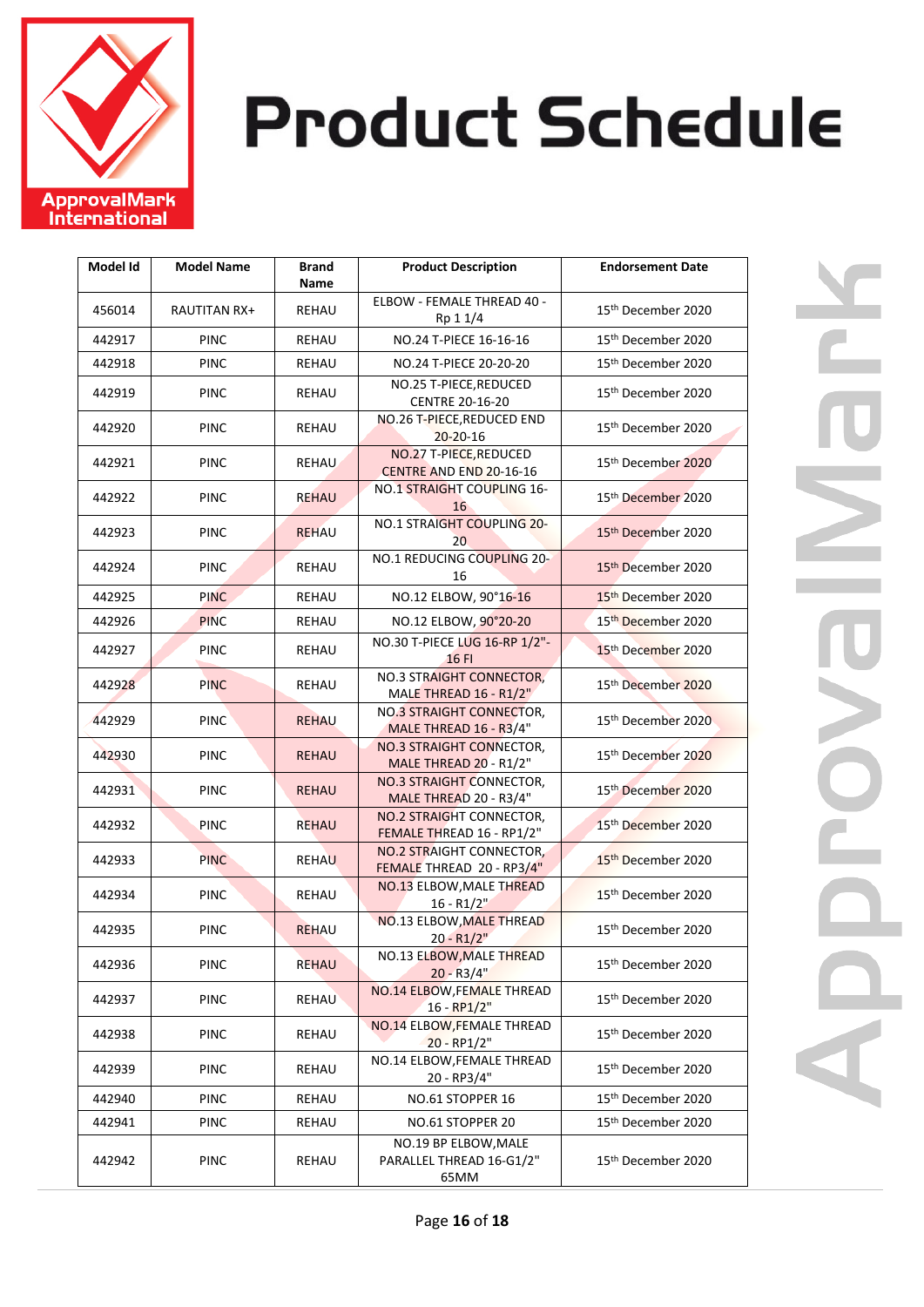# Product Schedule

| Model Id | Model Name | Brand Name | Product Description | Endorsement Date |
|---|---|---|---|---|
| 456014 | RAUTITAN RX+ | REHAU | ELBOW - FEMALE THREAD 40 - Rp 1 1/4 | 15th December 2020 |
| 442917 | PINC | REHAU | NO.24 T-PIECE 16-16-16 | 15th December 2020 |
| 442918 | PINC | REHAU | NO.24 T-PIECE 20-20-20 | 15th December 2020 |
| 442919 | PINC | REHAU | NO.25 T-PIECE,REDUCED CENTRE 20-16-20 | 15th December 2020 |
| 442920 | PINC | REHAU | NO.26 T-PIECE,REDUCED END 20-20-16 | 15th December 2020 |
| 442921 | PINC | REHAU | NO.27 T-PIECE,REDUCED CENTRE AND END 20-16-16 | 15th December 2020 |
| 442922 | PINC | REHAU | NO.1 STRAIGHT COUPLING 16-16 | 15th December 2020 |
| 442923 | PINC | REHAU | NO.1 STRAIGHT COUPLING 20-20 | 15th December 2020 |
| 442924 | PINC | REHAU | NO.1 REDUCING COUPLING 20-16 | 15th December 2020 |
| 442925 | PINC | REHAU | NO.12 ELBOW, 90°16-16 | 15th December 2020 |
| 442926 | PINC | REHAU | NO.12 ELBOW, 90°20-20 | 15th December 2020 |
| 442927 | PINC | REHAU | NO.30 T-PIECE LUG 16-RP 1/2"-16 FI | 15th December 2020 |
| 442928 | PINC | REHAU | NO.3 STRAIGHT CONNECTOR, MALE THREAD 16 - R1/2" | 15th December 2020 |
| 442929 | PINC | REHAU | NO.3 STRAIGHT CONNECTOR, MALE THREAD 16 - R3/4" | 15th December 2020 |
| 442930 | PINC | REHAU | NO.3 STRAIGHT CONNECTOR, MALE THREAD 20 - R1/2" | 15th December 2020 |
| 442931 | PINC | REHAU | NO.3 STRAIGHT CONNECTOR, MALE THREAD 20 - R3/4" | 15th December 2020 |
| 442932 | PINC | REHAU | NO.2 STRAIGHT CONNECTOR, FEMALE THREAD 16 - RP1/2" | 15th December 2020 |
| 442933 | PINC | REHAU | NO.2 STRAIGHT CONNECTOR, FEMALE THREAD 20 - RP3/4" | 15th December 2020 |
| 442934 | PINC | REHAU | NO.13 ELBOW,MALE THREAD 16 - R1/2" | 15th December 2020 |
| 442935 | PINC | REHAU | NO.13 ELBOW,MALE THREAD 20 - R1/2" | 15th December 2020 |
| 442936 | PINC | REHAU | NO.13 ELBOW,MALE THREAD 20 - R3/4" | 15th December 2020 |
| 442937 | PINC | REHAU | NO.14 ELBOW,FEMALE THREAD 16 - RP1/2" | 15th December 2020 |
| 442938 | PINC | REHAU | NO.14 ELBOW,FEMALE THREAD 20 - RP1/2" | 15th December 2020 |
| 442939 | PINC | REHAU | NO.14 ELBOW,FEMALE THREAD 20 - RP3/4" | 15th December 2020 |
| 442940 | PINC | REHAU | NO.61 STOPPER 16 | 15th December 2020 |
| 442941 | PINC | REHAU | NO.61 STOPPER 20 | 15th December 2020 |
| 442942 | PINC | REHAU | NO.19 BP ELBOW,MALE PARALLEL THREAD 16-G1/2" 65MM | 15th December 2020 |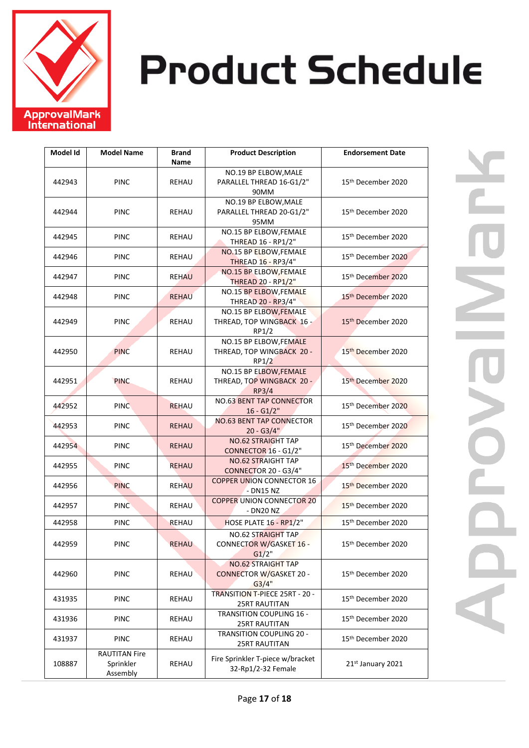# Product Schedule

| Model Id | Model Name | Brand Name | Product Description | Endorsement Date |
|---|---|---|---|---|
| 442943 | PINC | REHAU | NO.19 BP ELBOW,MALE PARALLEL THREAD 16-G1/2" 90MM | 15th December 2020 |
| 442944 | PINC | REHAU | NO.19 BP ELBOW,MALE PARALLEL THREAD 20-G1/2" 95MM | 15th December 2020 |
| 442945 | PINC | REHAU | NO.15 BP ELBOW,FEMALE THREAD 16 - RP1/2" | 15th December 2020 |
| 442946 | PINC | REHAU | NO.15 BP ELBOW,FEMALE THREAD 16 - RP3/4" | 15th December 2020 |
| 442947 | PINC | REHAU | NO.15 BP ELBOW,FEMALE THREAD 20 - RP1/2" | 15th December 2020 |
| 442948 | PINC | REHAU | NO.15 BP ELBOW,FEMALE THREAD 20 - RP3/4" | 15th December 2020 |
| 442949 | PINC | REHAU | NO.15 BP ELBOW,FEMALE THREAD, TOP WINGBACK 16 - RP1/2 | 15th December 2020 |
| 442950 | PINC | REHAU | NO.15 BP ELBOW,FEMALE THREAD, TOP WINGBACK 20 - RP1/2 | 15th December 2020 |
| 442951 | PINC | REHAU | NO.15 BP ELBOW,FEMALE THREAD, TOP WINGBACK 20 - RP3/4 | 15th December 2020 |
| 442952 | PINC | REHAU | NO.63 BENT TAP CONNECTOR 16 - G1/2" | 15th December 2020 |
| 442953 | PINC | REHAU | NO.63 BENT TAP CONNECTOR 20 - G3/4" | 15th December 2020 |
| 442954 | PINC | REHAU | NO.62 STRAIGHT TAP CONNECTOR 16 - G1/2" | 15th December 2020 |
| 442955 | PINC | REHAU | NO.62 STRAIGHT TAP CONNECTOR 20 - G3/4" | 15th December 2020 |
| 442956 | PINC | REHAU | COPPER UNION CONNECTOR 16 - DN15 NZ | 15th December 2020 |
| 442957 | PINC | REHAU | COPPER UNION CONNECTOR 20 - DN20 NZ | 15th December 2020 |
| 442958 | PINC | REHAU | HOSE PLATE 16 - RP1/2" | 15th December 2020 |
| 442959 | PINC | REHAU | NO.62 STRAIGHT TAP CONNECTOR W/GASKET 16 - G1/2" | 15th December 2020 |
| 442960 | PINC | REHAU | NO.62 STRAIGHT TAP CONNECTOR W/GASKET 20 - G3/4" | 15th December 2020 |
| 431935 | PINC | REHAU | TRANSITION T-PIECE 25RT - 20 - 25RT RAUTITAN | 15th December 2020 |
| 431936 | PINC | REHAU | TRANSITION COUPLING 16 - 25RT RAUTITAN | 15th December 2020 |
| 431937 | PINC | REHAU | TRANSITION COUPLING 20 - 25RT RAUTITAN | 15th December 2020 |
| 108887 | RAUTITAN Fire Sprinkler Assembly | REHAU | Fire Sprinkler T-piece w/bracket 32-Rp1/2-32 Female | 21st January 2021 |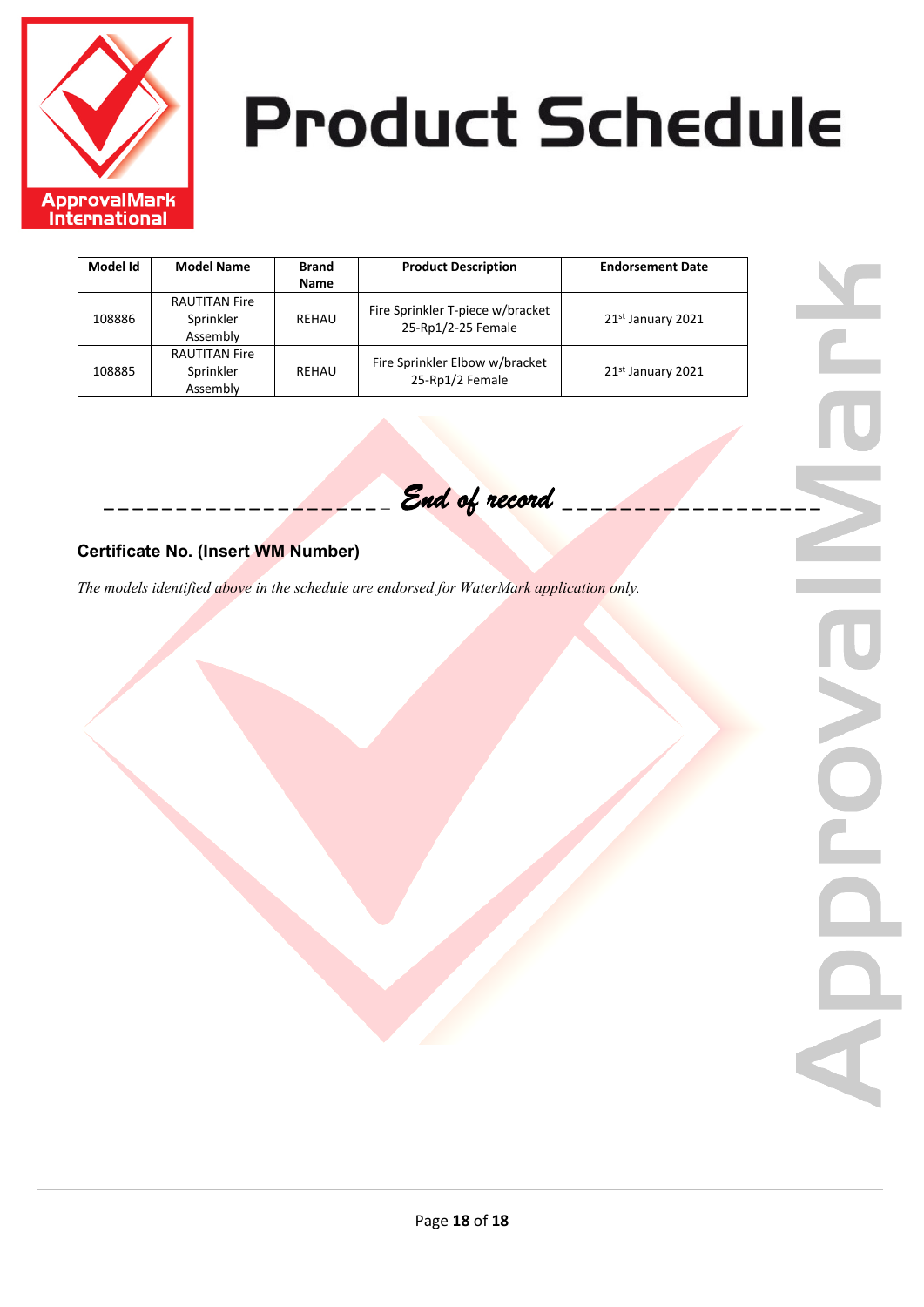# Product Schedule

| Model Id | Model Name | Brand Name | Product Description | Endorsement Date |
|---|---|---|---|---|
| 108886 | RAUTITAN Fire Sprinkler Assembly | REHAU | Fire Sprinkler T-piece w/bracket 25-Rp1/2-25 Female | 21st January 2021 |
| 108885 | RAUTITAN Fire Sprinkler Assembly | REHAU | Fire Sprinkler Elbow w/bracket 25-Rp1/2 Female | 21st January 2021 |

*End of record*

**Certificate No. (Insert WM Number)**

*The models identified above in the schedule are endorsed for WaterMark application only.*